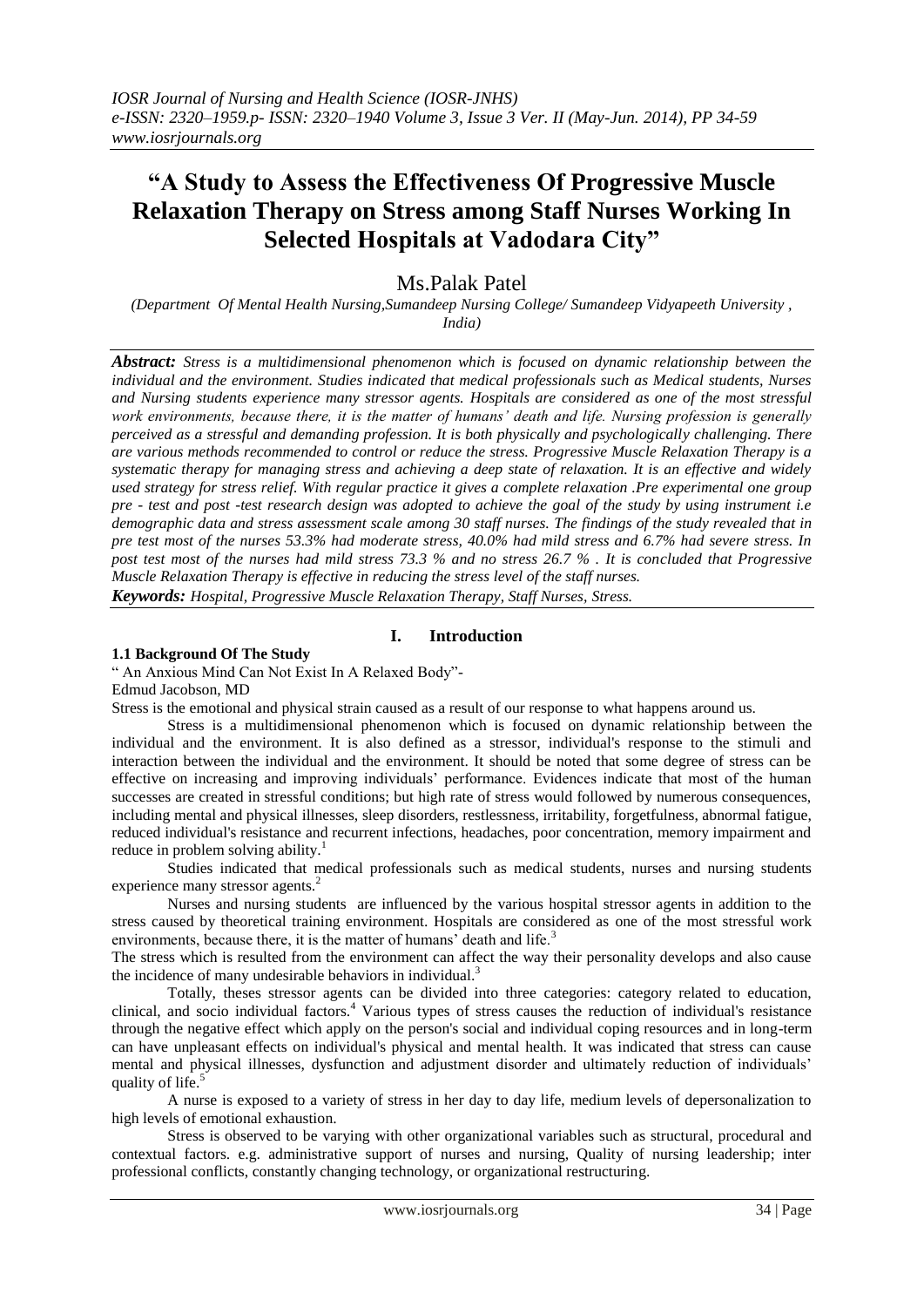# "A Study to Assess the Effectiveness Of Progressive Muscle Relaxation Therapy on Stress among Staff Nurses Working In Selected Hospitals at Vadodara City"

Ms.Palak Patel

*(Department Of Mental Health Nursing,Sumandeep Nursing College/ Sumandeep Vidyapeeth University , India)*

***Abstract:*** *Stress is a multidimensional phenomenon which is focused on dynamic relationship between the individual and the environment. Studies indicated that medical professionals such as Medical students, Nurses and Nursing students experience many stressor agents. Hospitals are considered as one of the most stressful work environments, because there, it is the matter of humans' death and life. Nursing profession is generally perceived as a stressful and demanding profession. It is both physically and psychologically challenging. There are various methods recommended to control or reduce the stress. Progressive Muscle Relaxation Therapy is a systematic therapy for managing stress and achieving a deep state of relaxation. It is an effective and widely used strategy for stress relief. With regular practice it gives a complete relaxation .Pre experimental one group pre - test and post -test research design was adopted to achieve the goal of the study by using instrument i.e demographic data and stress assessment scale among 30 staff nurses. The findings of the study revealed that in pre test most of the nurses 53.3% had moderate stress, 40.0% had mild stress and 6.7% had severe stress. In post test most of the nurses had mild stress 73.3 % and no stress 26.7 % . It is concluded that Progressive Muscle Relaxation Therapy is effective in reducing the stress level of the staff nurses.*

***Keywords:*** *Hospital, Progressive Muscle Relaxation Therapy, Staff Nurses, Stress.*

## I. Introduction

### 1.1 Background Of The Study

" An Anxious Mind Can Not Exist In A Relaxed Body"-

Edmud Jacobson, MD

Stress is the emotional and physical strain caused as a result of our response to what happens around us.

Stress is a multidimensional phenomenon which is focused on dynamic relationship between the individual and the environment. It is also defined as a stressor, individual's response to the stimuli and interaction between the individual and the environment. It should be noted that some degree of stress can be effective on increasing and improving individuals' performance. Evidences indicate that most of the human successes are created in stressful conditions; but high rate of stress would followed by numerous consequences, including mental and physical illnesses, sleep disorders, restlessness, irritability, forgetfulness, abnormal fatigue, reduced individual's resistance and recurrent infections, headaches, poor concentration, memory impairment and reduce in problem solving ability.[1]

Studies indicated that medical professionals such as medical students, nurses and nursing students experience many stressor agents.[2]

Nurses and nursing students are influenced by the various hospital stressor agents in addition to the stress caused by theoretical training environment. Hospitals are considered as one of the most stressful work environments, because there, it is the matter of humans' death and life.[3]

The stress which is resulted from the environment can affect the way their personality develops and also cause the incidence of many undesirable behaviors in individual.[3]

Totally, theses stressor agents can be divided into three categories: category related to education, clinical, and socio individual factors.[4] Various types of stress causes the reduction of individual's resistance through the negative effect which apply on the person's social and individual coping resources and in long-term can have unpleasant effects on individual's physical and mental health. It was indicated that stress can cause mental and physical illnesses, dysfunction and adjustment disorder and ultimately reduction of individuals' quality of life.[5]

A nurse is exposed to a variety of stress in her day to day life, medium levels of depersonalization to high levels of emotional exhaustion.

Stress is observed to be varying with other organizational variables such as structural, procedural and contextual factors. e.g. administrative support of nurses and nursing, Quality of nursing leadership; inter professional conflicts, constantly changing technology, or organizational restructuring.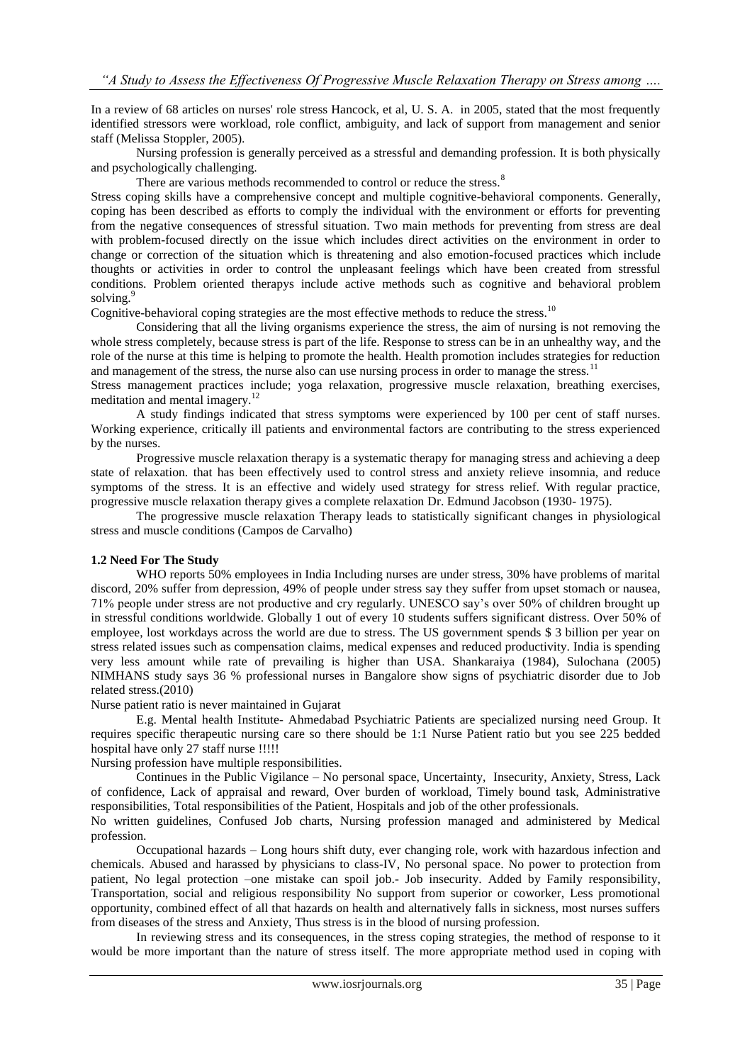In a review of 68 articles on nurses' role stress Hancock, et al, U. S. A. in 2005, stated that the most frequently identified stressors were workload, role conflict, ambiguity, and lack of support from management and senior staff (Melissa Stoppler, 2005).

Nursing profession is generally perceived as a stressful and demanding profession. It is both physically and psychologically challenging.

There are various methods recommended to control or reduce the stress.[8]

Stress coping skills have a comprehensive concept and multiple cognitive-behavioral components. Generally, coping has been described as efforts to comply the individual with the environment or efforts for preventing from the negative consequences of stressful situation. Two main methods for preventing from stress are deal with problem-focused directly on the issue which includes direct activities on the environment in order to change or correction of the situation which is threatening and also emotion-focused practices which include thoughts or activities in order to control the unpleasant feelings which have been created from stressful conditions. Problem oriented therapys include active methods such as cognitive and behavioral problem solving.[9]

Cognitive-behavioral coping strategies are the most effective methods to reduce the stress.[10]

Considering that all the living organisms experience the stress, the aim of nursing is not removing the whole stress completely, because stress is part of the life. Response to stress can be in an unhealthy way, and the role of the nurse at this time is helping to promote the health. Health promotion includes strategies for reduction and management of the stress, the nurse also can use nursing process in order to manage the stress.[11]

Stress management practices include; yoga relaxation, progressive muscle relaxation, breathing exercises, meditation and mental imagery.[12]

A study findings indicated that stress symptoms were experienced by 100 per cent of staff nurses. Working experience, critically ill patients and environmental factors are contributing to the stress experienced by the nurses.

Progressive muscle relaxation therapy is a systematic therapy for managing stress and achieving a deep state of relaxation. that has been effectively used to control stress and anxiety relieve insomnia, and reduce symptoms of the stress. It is an effective and widely used strategy for stress relief. With regular practice, progressive muscle relaxation therapy gives a complete relaxation Dr. Edmund Jacobson (1930- 1975).

The progressive muscle relaxation Therapy leads to statistically significant changes in physiological stress and muscle conditions (Campos de Carvalho)

### 1.2 Need For The Study

WHO reports 50% employees in India Including nurses are under stress, 30% have problems of marital discord, 20% suffer from depression, 49% of people under stress say they suffer from upset stomach or nausea, 71% people under stress are not productive and cry regularly. UNESCO say's over 50% of children brought up in stressful conditions worldwide. Globally 1 out of every 10 students suffers significant distress. Over 50% of employee, lost workdays across the world are due to stress. The US government spends $ 3 billion per year on stress related issues such as compensation claims, medical expenses and reduced productivity. India is spending very less amount while rate of prevailing is higher than USA. Shankaraiya (1984), Sulochana (2005) NIMHANS study says 36 % professional nurses in Bangalore show signs of psychiatric disorder due to Job related stress.(2010)

Nurse patient ratio is never maintained in Gujarat

E.g. Mental health Institute- Ahmedabad Psychiatric Patients are specialized nursing need Group. It requires specific therapeutic nursing care so there should be 1:1 Nurse Patient ratio but you see 225 bedded hospital have only 27 staff nurse !!!!!

Nursing profession have multiple responsibilities.

Continues in the Public Vigilance – No personal space, Uncertainty, Insecurity, Anxiety, Stress, Lack of confidence, Lack of appraisal and reward, Over burden of workload, Timely bound task, Administrative responsibilities, Total responsibilities of the Patient, Hospitals and job of the other professionals.

No written guidelines, Confused Job charts, Nursing profession managed and administered by Medical profession.

Occupational hazards – Long hours shift duty, ever changing role, work with hazardous infection and chemicals. Abused and harassed by physicians to class-IV, No personal space. No power to protection from patient, No legal protection –one mistake can spoil job.- Job insecurity. Added by Family responsibility, Transportation, social and religious responsibility No support from superior or coworker, Less promotional opportunity, combined effect of all that hazards on health and alternatively falls in sickness, most nurses suffers from diseases of the stress and Anxiety, Thus stress is in the blood of nursing profession.

In reviewing stress and its consequences, in the stress coping strategies, the method of response to it would be more important than the nature of stress itself. The more appropriate method used in coping with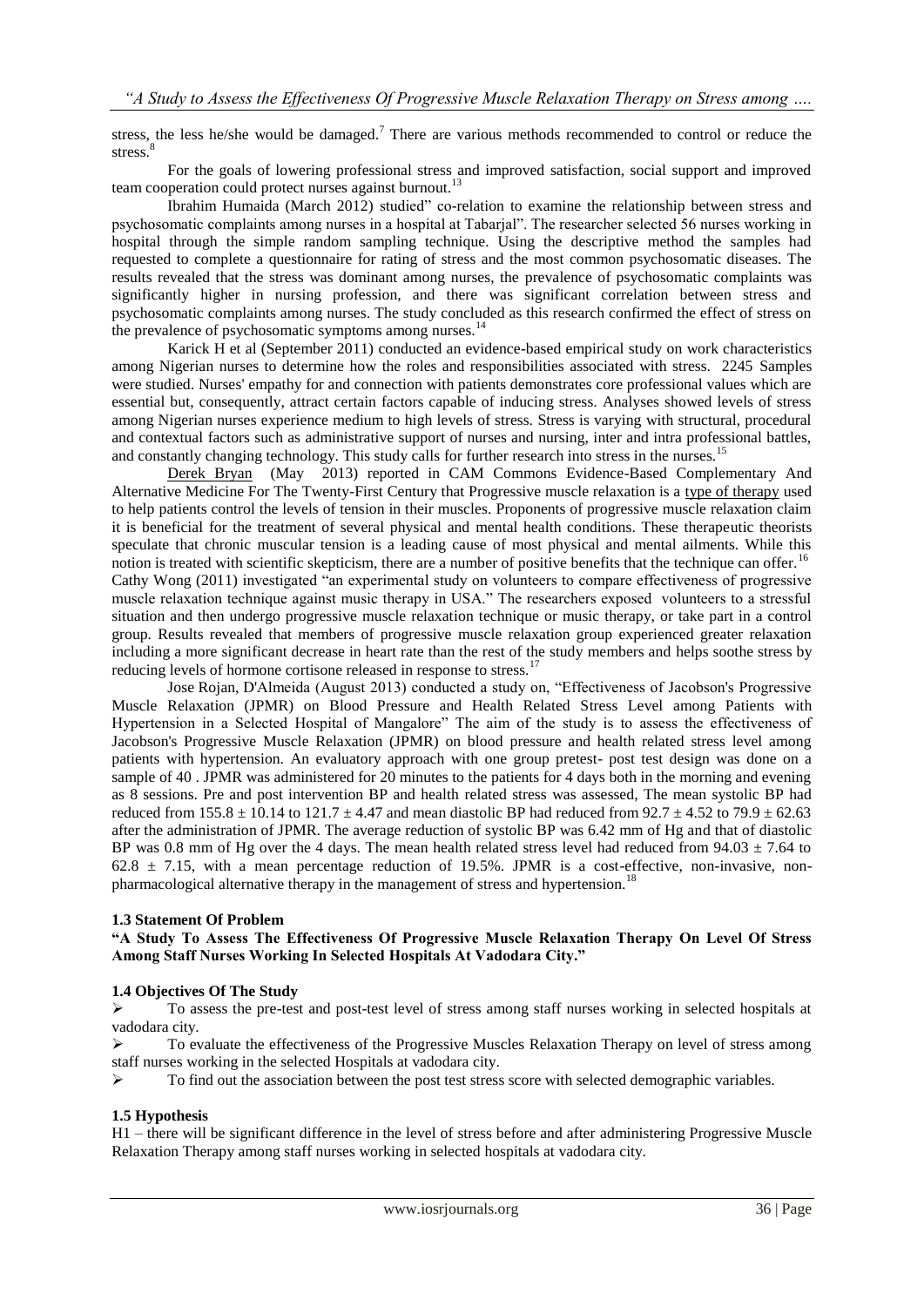stress, the less he/she would be damaged.[7] There are various methods recommended to control or reduce the stress.[8]

For the goals of lowering professional stress and improved satisfaction, social support and improved team cooperation could protect nurses against burnout.[13]

Ibrahim Humaida (March 2012) studied" co-relation to examine the relationship between stress and psychosomatic complaints among nurses in a hospital at Tabarjal". The researcher selected 56 nurses working in hospital through the simple random sampling technique. Using the descriptive method the samples had requested to complete a questionnaire for rating of stress and the most common psychosomatic diseases. The results revealed that the stress was dominant among nurses, the prevalence of psychosomatic complaints was significantly higher in nursing profession, and there was significant correlation between stress and psychosomatic complaints among nurses. The study concluded as this research confirmed the effect of stress on the prevalence of psychosomatic symptoms among nurses.[14]

Karick H et al (September 2011) conducted an evidence-based empirical study on work characteristics among Nigerian nurses to determine how the roles and responsibilities associated with stress. 2245 Samples were studied. Nurses' empathy for and connection with patients demonstrates core professional values which are essential but, consequently, attract certain factors capable of inducing stress. Analyses showed levels of stress among Nigerian nurses experience medium to high levels of stress. Stress is varying with structural, procedural and contextual factors such as administrative support of nurses and nursing, inter and intra professional battles, and constantly changing technology. This study calls for further research into stress in the nurses.[15]

Derek Bryan (May 2013) reported in CAM Commons Evidence-Based Complementary And Alternative Medicine For The Twenty-First Century that Progressive muscle relaxation is a type of therapy used to help patients control the levels of tension in their muscles. Proponents of progressive muscle relaxation claim it is beneficial for the treatment of several physical and mental health conditions. These therapeutic theorists speculate that chronic muscular tension is a leading cause of most physical and mental ailments. While this notion is treated with scientific skepticism, there are a number of positive benefits that the technique can offer.[16]

Cathy Wong (2011) investigated "an experimental study on volunteers to compare effectiveness of progressive muscle relaxation technique against music therapy in USA." The researchers exposed volunteers to a stressful situation and then undergo progressive muscle relaxation technique or music therapy, or take part in a control group. Results revealed that members of progressive muscle relaxation group experienced greater relaxation including a more significant decrease in heart rate than the rest of the study members and helps soothe stress by reducing levels of hormone cortisone released in response to stress.[17]

Jose Rojan, D'Almeida (August 2013) conducted a study on, "Effectiveness of Jacobson's Progressive Muscle Relaxation (JPMR) on Blood Pressure and Health Related Stress Level among Patients with Hypertension in a Selected Hospital of Mangalore" The aim of the study is to assess the effectiveness of Jacobson's Progressive Muscle Relaxation (JPMR) on blood pressure and health related stress level among patients with hypertension. An evaluatory approach with one group pretest- post test design was done on a sample of 40 . JPMR was administered for 20 minutes to the patients for 4 days both in the morning and evening as 8 sessions. Pre and post intervention BP and health related stress was assessed, The mean systolic BP had reduced from $155.8 \pm 10.14$ to $121.7 \pm 4.47$ and mean diastolic BP had reduced from $92.7 \pm 4.52$ to $79.9 \pm 62.63$ after the administration of JPMR. The average reduction of systolic BP was 6.42 mm of Hg and that of diastolic BP was 0.8 mm of Hg over the 4 days. The mean health related stress level had reduced from $94.03 \pm 7.64$ to $62.8 \pm 7.15$, with a mean percentage reduction of 19.5%. JPMR is a cost-effective, non-invasive, non-pharmacological alternative therapy in the management of stress and hypertension.[18]

### 1.3 Statement Of Problem

**"A Study To Assess The Effectiveness Of Progressive Muscle Relaxation Therapy On Level Of Stress Among Staff Nurses Working In Selected Hospitals At Vadodara City."**

### 1.4 Objectives Of The Study

- To assess the pre-test and post-test level of stress among staff nurses working in selected hospitals at vadodara city.
- To evaluate the effectiveness of the Progressive Muscles Relaxation Therapy on level of stress among staff nurses working in the selected Hospitals at vadodara city.
- To find out the association between the post test stress score with selected demographic variables.

### 1.5 Hypothesis

H1 – there will be significant difference in the level of stress before and after administering Progressive Muscle Relaxation Therapy among staff nurses working in selected hospitals at vadodara city.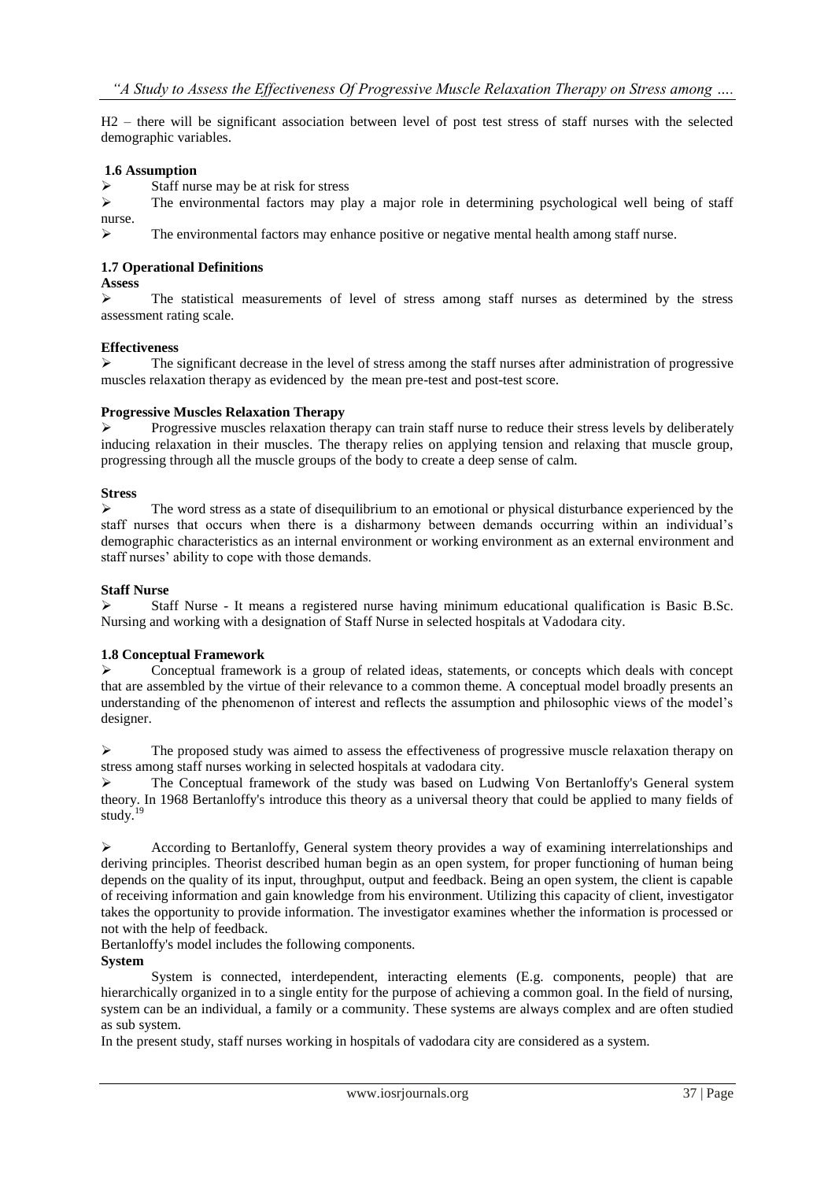H2 – there will be significant association between level of post test stress of staff nurses with the selected demographic variables.

### 1.6 Assumption

- Staff nurse may be at risk for stress
- The environmental factors may play a major role in determining psychological well being of staff nurse.
- The environmental factors may enhance positive or negative mental health among staff nurse.

### 1.7 Operational Definitions

**Assess**

- The statistical measurements of level of stress among staff nurses as determined by the stress assessment rating scale.

**Effectiveness**

- The significant decrease in the level of stress among the staff nurses after administration of progressive muscles relaxation therapy as evidenced by the mean pre-test and post-test score.

**Progressive Muscles Relaxation Therapy**

- Progressive muscles relaxation therapy can train staff nurse to reduce their stress levels by deliberately inducing relaxation in their muscles. The therapy relies on applying tension and relaxing that muscle group, progressing through all the muscle groups of the body to create a deep sense of calm.

**Stress**

- The word stress as a state of disequilibrium to an emotional or physical disturbance experienced by the staff nurses that occurs when there is a disharmony between demands occurring within an individual's demographic characteristics as an internal environment or working environment as an external environment and staff nurses' ability to cope with those demands.

**Staff Nurse**

- Staff Nurse - It means a registered nurse having minimum educational qualification is Basic B.Sc. Nursing and working with a designation of Staff Nurse in selected hospitals at Vadodara city.

### 1.8 Conceptual Framework

- Conceptual framework is a group of related ideas, statements, or concepts which deals with concept that are assembled by the virtue of their relevance to a common theme. A conceptual model broadly presents an understanding of the phenomenon of interest and reflects the assumption and philosophic views of the model's designer.

- The proposed study was aimed to assess the effectiveness of progressive muscle relaxation therapy on stress among staff nurses working in selected hospitals at vadodara city.
- The Conceptual framework of the study was based on Ludwing Von Bertanloffy's General system theory. In 1968 Bertanloffy's introduce this theory as a universal theory that could be applied to many fields of study.[19]

- According to Bertanloffy, General system theory provides a way of examining interrelationships and deriving principles. Theorist described human being as an open system, for proper functioning of human being depends on the quality of its input, throughput, output and feedback. Being an open system, the client is capable of receiving information and gain knowledge from his environment. Utilizing this capacity of client, investigator takes the opportunity to provide information. The investigator examines whether the information is processed or not with the help of feedback.

Bertanloffy's model includes the following components.

**System**

System is connected, interdependent, interacting elements (E.g. components, people) that are hierarchically organized in to a single entity for the purpose of achieving a common goal. In the field of nursing, system can be an individual, a family or a community. These systems are always complex and are often studied as sub system.

In the present study, staff nurses working in hospitals of vadodara city are considered as a system.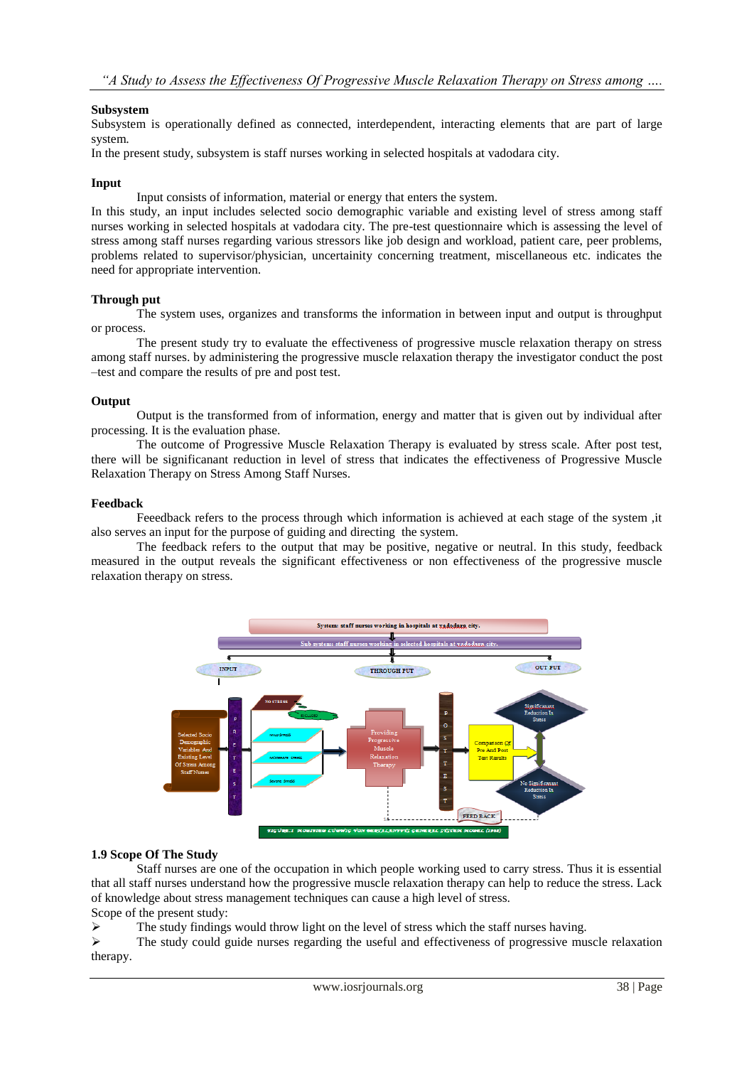**Subsystem**

Subsystem is operationally defined as connected, interdependent, interacting elements that are part of large system.

In the present study, subsystem is staff nurses working in selected hospitals at vadodara city.

**Input**

Input consists of information, material or energy that enters the system.

In this study, an input includes selected socio demographic variable and existing level of stress among staff nurses working in selected hospitals at vadodara city. The pre-test questionnaire which is assessing the level of stress among staff nurses regarding various stressors like job design and workload, patient care, peer problems, problems related to supervisor/physician, uncertainity concerning treatment, miscellaneous etc. indicates the need for appropriate intervention.

**Through put**

The system uses, organizes and transforms the information in between input and output is throughput or process.

The present study try to evaluate the effectiveness of progressive muscle relaxation therapy on stress among staff nurses. by administering the progressive muscle relaxation therapy the investigator conduct the post –test and compare the results of pre and post test.

**Output**

Output is the transformed from of information, energy and matter that is given out by individual after processing. It is the evaluation phase.

The outcome of Progressive Muscle Relaxation Therapy is evaluated by stress scale. After post test, there will be significanant reduction in level of stress that indicates the effectiveness of Progressive Muscle Relaxation Therapy on Stress Among Staff Nurses.

**Feedback**

Feeedback refers to the process through which information is achieved at each stage of the system ,it also serves an input for the purpose of guiding and directing the system.

The feedback refers to the output that may be positive, negative or neutral. In this study, feedback measured in the output reveals the significant effectiveness or non effectiveness of the progressive muscle relaxation therapy on stress.

System: staff nurses working in hospitals at vadodara city.

Sub system: staff nurses working in selected hospitals at vadodara city.

INPUT — THROUGH PUT — OUT PUT

Selected Socio Demographic Variables And Existing Level Of Stress Among Staff Nurses → PRE TEST → NO STRESS (Excluded) / MILD STRESS / MODERATE STRESS / SEVERE STRESS → Providing Progressive Muscle Relaxation Therapy → POST TEST → Comparison Of Pre And Post Test Results → Significant Reduction In Stress / No Significant Reduction In Stress

FEED BACK

FIGURE.1 MODIFIED LUDWIG VON BERTALANFFY'S GENERAL SYSTEM MODEL (1968)

### 1.9 Scope Of The Study

Staff nurses are one of the occupation in which people working used to carry stress. Thus it is essential that all staff nurses understand how the progressive muscle relaxation therapy can help to reduce the stress. Lack of knowledge about stress management techniques can cause a high level of stress.

Scope of the present study:

- The study findings would throw light on the level of stress which the staff nurses having.
- The study could guide nurses regarding the useful and effectiveness of progressive muscle relaxation therapy.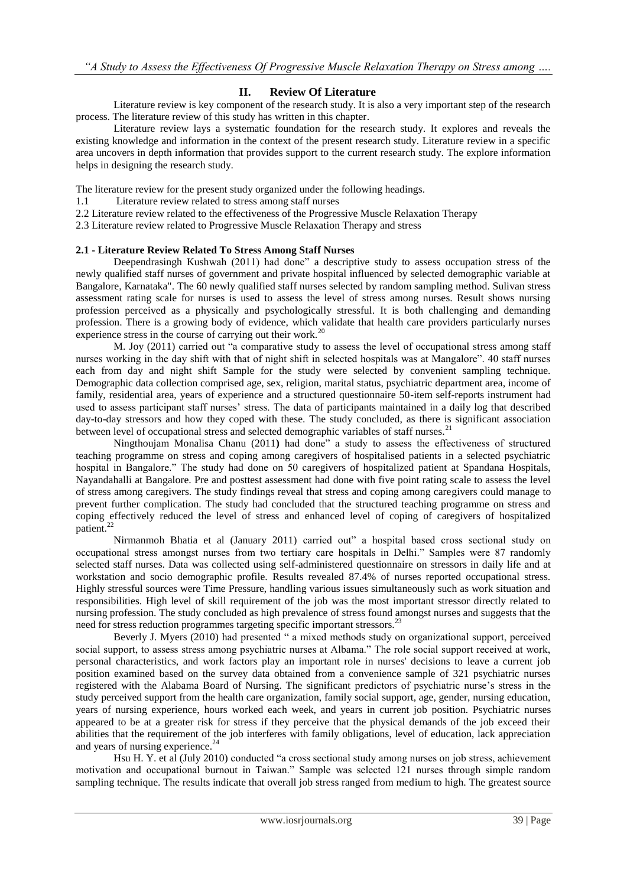## II. Review Of Literature

Literature review is key component of the research study. It is also a very important step of the research process. The literature review of this study has written in this chapter.

Literature review lays a systematic foundation for the research study. It explores and reveals the existing knowledge and information in the context of the present research study. Literature review in a specific area uncovers in depth information that provides support to the current research study. The explore information helps in designing the research study.

The literature review for the present study organized under the following headings.

1.1 Literature review related to stress among staff nurses

2.2 Literature review related to the effectiveness of the Progressive Muscle Relaxation Therapy

2.3 Literature review related to Progressive Muscle Relaxation Therapy and stress

**2.1 - Literature Review Related To Stress Among Staff Nurses**

Deependrasingh Kushwah (2011) had done" a descriptive study to assess occupation stress of the newly qualified staff nurses of government and private hospital influenced by selected demographic variable at Bangalore, Karnataka". The 60 newly qualified staff nurses selected by random sampling method. Sulivan stress assessment rating scale for nurses is used to assess the level of stress among nurses. Result shows nursing profession perceived as a physically and psychologically stressful. It is both challenging and demanding profession. There is a growing body of evidence, which validate that health care providers particularly nurses experience stress in the course of carrying out their work.[20]

M. Joy (2011) carried out "a comparative study to assess the level of occupational stress among staff nurses working in the day shift with that of night shift in selected hospitals was at Mangalore". 40 staff nurses each from day and night shift Sample for the study were selected by convenient sampling technique. Demographic data collection comprised age, sex, religion, marital status, psychiatric department area, income of family, residential area, years of experience and a structured questionnaire 50-item self-reports instrument had used to assess participant staff nurses' stress. The data of participants maintained in a daily log that described day-to-day stressors and how they coped with these. The study concluded, as there is significant association between level of occupational stress and selected demographic variables of staff nurses.[21]

Ningthoujam Monalisa Chanu (2011**)** had done" a study to assess the effectiveness of structured teaching programme on stress and coping among caregivers of hospitalised patients in a selected psychiatric hospital in Bangalore." The study had done on 50 caregivers of hospitalized patient at Spandana Hospitals, Nayandahalli at Bangalore. Pre and posttest assessment had done with five point rating scale to assess the level of stress among caregivers. The study findings reveal that stress and coping among caregivers could manage to prevent further complication. The study had concluded that the structured teaching programme on stress and coping effectively reduced the level of stress and enhanced level of coping of caregivers of hospitalized patient.[22]

Nirmanmoh Bhatia et al (January 2011) carried out" a hospital based cross sectional study on occupational stress amongst nurses from two tertiary care hospitals in Delhi." Samples were 87 randomly selected staff nurses. Data was collected using self-administered questionnaire on stressors in daily life and at workstation and socio demographic profile. Results revealed 87.4% of nurses reported occupational stress. Highly stressful sources were Time Pressure, handling various issues simultaneously such as work situation and responsibilities. High level of skill requirement of the job was the most important stressor directly related to nursing profession. The study concluded as high prevalence of stress found amongst nurses and suggests that the need for stress reduction programmes targeting specific important stressors.[23]

Beverly J. Myers (2010) had presented " a mixed methods study on organizational support, perceived social support, to assess stress among psychiatric nurses at Albama." The role social support received at work, personal characteristics, and work factors play an important role in nurses' decisions to leave a current job position examined based on the survey data obtained from a convenience sample of 321 psychiatric nurses registered with the Alabama Board of Nursing. The significant predictors of psychiatric nurse's stress in the study perceived support from the health care organization, family social support, age, gender, nursing education, years of nursing experience, hours worked each week, and years in current job position. Psychiatric nurses appeared to be at a greater risk for stress if they perceive that the physical demands of the job exceed their abilities that the requirement of the job interferes with family obligations, level of education, lack appreciation and years of nursing experience.[24]

Hsu H. Y. et al (July 2010) conducted "a cross sectional study among nurses on job stress, achievement motivation and occupational burnout in Taiwan." Sample was selected 121 nurses through simple random sampling technique. The results indicate that overall job stress ranged from medium to high. The greatest source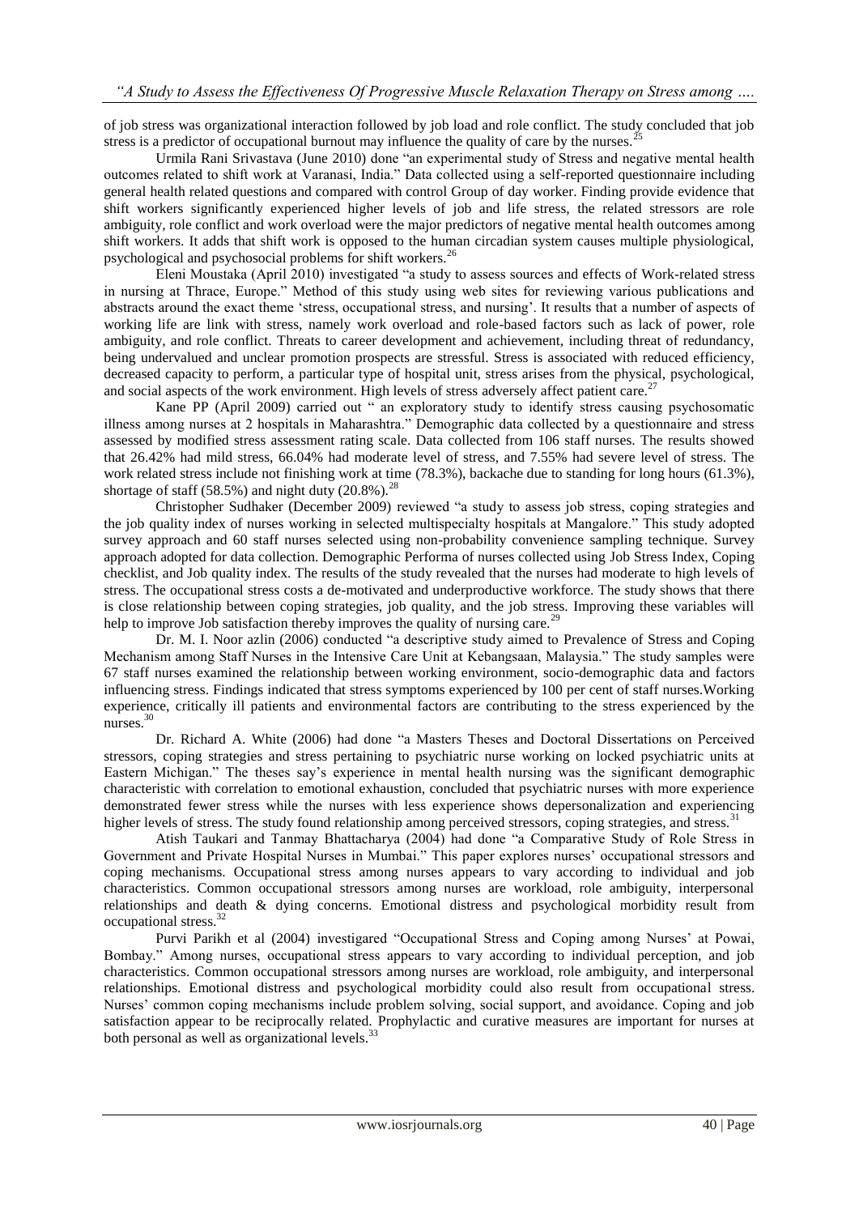of job stress was organizational interaction followed by job load and role conflict. The study concluded that job stress is a predictor of occupational burnout may influence the quality of care by the nurses.[25]

Urmila Rani Srivastava (June 2010) done "an experimental study of Stress and negative mental health outcomes related to shift work at Varanasi, India." Data collected using a self-reported questionnaire including general health related questions and compared with control Group of day worker. Finding provide evidence that shift workers significantly experienced higher levels of job and life stress, the related stressors are role ambiguity, role conflict and work overload were the major predictors of negative mental health outcomes among shift workers. It adds that shift work is opposed to the human circadian system causes multiple physiological, psychological and psychosocial problems for shift workers.[26]

Eleni Moustaka (April 2010) investigated "a study to assess sources and effects of Work-related stress in nursing at Thrace, Europe." Method of this study using web sites for reviewing various publications and abstracts around the exact theme 'stress, occupational stress, and nursing'. It results that a number of aspects of working life are link with stress, namely work overload and role-based factors such as lack of power, role ambiguity, and role conflict. Threats to career development and achievement, including threat of redundancy, being undervalued and unclear promotion prospects are stressful. Stress is associated with reduced efficiency, decreased capacity to perform, a particular type of hospital unit, stress arises from the physical, psychological, and social aspects of the work environment. High levels of stress adversely affect patient care.[27]

Kane PP (April 2009) carried out " an exploratory study to identify stress causing psychosomatic illness among nurses at 2 hospitals in Maharashtra." Demographic data collected by a questionnaire and stress assessed by modified stress assessment rating scale. Data collected from 106 staff nurses. The results showed that 26.42% had mild stress, 66.04% had moderate level of stress, and 7.55% had severe level of stress. The work related stress include not finishing work at time (78.3%), backache due to standing for long hours (61.3%), shortage of staff (58.5%) and night duty (20.8%).[28]

Christopher Sudhaker (December 2009) reviewed "a study to assess job stress, coping strategies and the job quality index of nurses working in selected multispecialty hospitals at Mangalore." This study adopted survey approach and 60 staff nurses selected using non-probability convenience sampling technique. Survey approach adopted for data collection. Demographic Performa of nurses collected using Job Stress Index, Coping checklist, and Job quality index. The results of the study revealed that the nurses had moderate to high levels of stress. The occupational stress costs a de-motivated and underproductive workforce. The study shows that there is close relationship between coping strategies, job quality, and the job stress. Improving these variables will help to improve Job satisfaction thereby improves the quality of nursing care.[29]

Dr. M. I. Noor azlin (2006) conducted "a descriptive study aimed to Prevalence of Stress and Coping Mechanism among Staff Nurses in the Intensive Care Unit at Kebangsaan, Malaysia." The study samples were 67 staff nurses examined the relationship between working environment, socio-demographic data and factors influencing stress. Findings indicated that stress symptoms experienced by 100 per cent of staff nurses.Working experience, critically ill patients and environmental factors are contributing to the stress experienced by the nurses.[30]

Dr. Richard A. White (2006) had done "a Masters Theses and Doctoral Dissertations on Perceived stressors, coping strategies and stress pertaining to psychiatric nurse working on locked psychiatric units at Eastern Michigan." The theses say's experience in mental health nursing was the significant demographic characteristic with correlation to emotional exhaustion, concluded that psychiatric nurses with more experience demonstrated fewer stress while the nurses with less experience shows depersonalization and experiencing higher levels of stress. The study found relationship among perceived stressors, coping strategies, and stress.[31]

Atish Taukari and Tanmay Bhattacharya (2004) had done "a Comparative Study of Role Stress in Government and Private Hospital Nurses in Mumbai." This paper explores nurses' occupational stressors and coping mechanisms. Occupational stress among nurses appears to vary according to individual and job characteristics. Common occupational stressors among nurses are workload, role ambiguity, interpersonal relationships and death & dying concerns. Emotional distress and psychological morbidity result from occupational stress.[32]

Purvi Parikh et al (2004) investigared "Occupational Stress and Coping among Nurses' at Powai, Bombay." Among nurses, occupational stress appears to vary according to individual perception, and job characteristics. Common occupational stressors among nurses are workload, role ambiguity, and interpersonal relationships. Emotional distress and psychological morbidity could also result from occupational stress. Nurses' common coping mechanisms include problem solving, social support, and avoidance. Coping and job satisfaction appear to be reciprocally related. Prophylactic and curative measures are important for nurses at both personal as well as organizational levels.[33]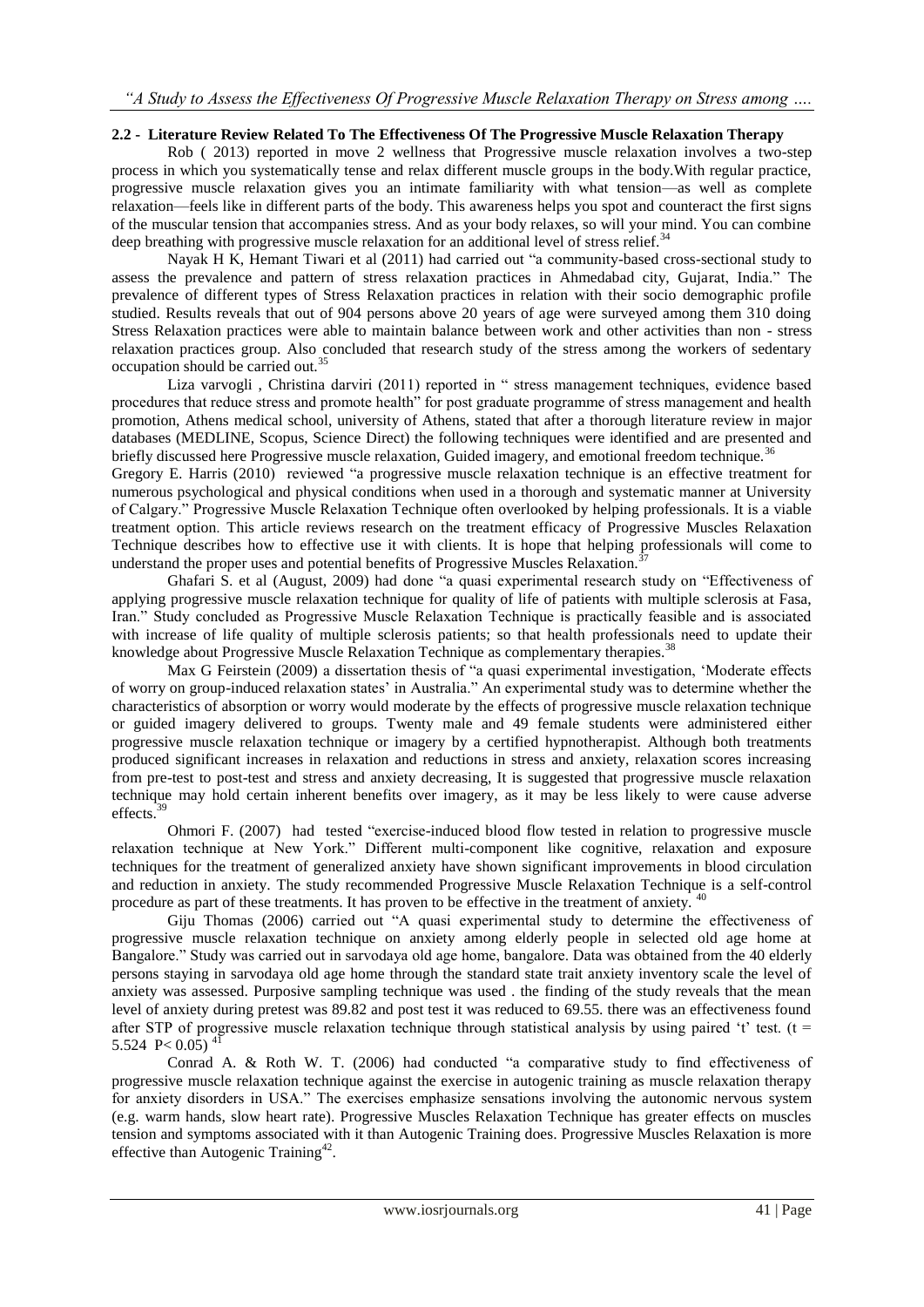## 2.2 - Literature Review Related To The Effectiveness Of The Progressive Muscle Relaxation Therapy

Rob ( 2013) reported in move 2 wellness that Progressive muscle relaxation involves a two-step process in which you systematically tense and relax different muscle groups in the body.With regular practice, progressive muscle relaxation gives you an intimate familiarity with what tension—as well as complete relaxation—feels like in different parts of the body. This awareness helps you spot and counteract the first signs of the muscular tension that accompanies stress. And as your body relaxes, so will your mind. You can combine deep breathing with progressive muscle relaxation for an additional level of stress relief.[34]

Nayak H K, Hemant Tiwari et al (2011) had carried out "a community-based cross-sectional study to assess the prevalence and pattern of stress relaxation practices in Ahmedabad city, Gujarat, India." The prevalence of different types of Stress Relaxation practices in relation with their socio demographic profile studied. Results reveals that out of 904 persons above 20 years of age were surveyed among them 310 doing Stress Relaxation practices were able to maintain balance between work and other activities than non - stress relaxation practices group. Also concluded that research study of the stress among the workers of sedentary occupation should be carried out.[35]

Liza varvogli , Christina darviri (2011) reported in " stress management techniques, evidence based procedures that reduce stress and promote health" for post graduate programme of stress management and health promotion, Athens medical school, university of Athens, stated that after a thorough literature review in major databases (MEDLINE, Scopus, Science Direct) the following techniques were identified and are presented and briefly discussed here Progressive muscle relaxation, Guided imagery, and emotional freedom technique.[36]

Gregory E. Harris (2010) reviewed "a progressive muscle relaxation technique is an effective treatment for numerous psychological and physical conditions when used in a thorough and systematic manner at University of Calgary." Progressive Muscle Relaxation Technique often overlooked by helping professionals. It is a viable treatment option. This article reviews research on the treatment efficacy of Progressive Muscles Relaxation Technique describes how to effective use it with clients. It is hope that helping professionals will come to understand the proper uses and potential benefits of Progressive Muscles Relaxation.[37]

Ghafari S. et al (August, 2009) had done "a quasi experimental research study on "Effectiveness of applying progressive muscle relaxation technique for quality of life of patients with multiple sclerosis at Fasa, Iran." Study concluded as Progressive Muscle Relaxation Technique is practically feasible and is associated with increase of life quality of multiple sclerosis patients; so that health professionals need to update their knowledge about Progressive Muscle Relaxation Technique as complementary therapies.[38]

Max G Feirstein (2009) a dissertation thesis of "a quasi experimental investigation, 'Moderate effects of worry on group-induced relaxation states' in Australia." An experimental study was to determine whether the characteristics of absorption or worry would moderate by the effects of progressive muscle relaxation technique or guided imagery delivered to groups. Twenty male and 49 female students were administered either progressive muscle relaxation technique or imagery by a certified hypnotherapist. Although both treatments produced significant increases in relaxation and reductions in stress and anxiety, relaxation scores increasing from pre-test to post-test and stress and anxiety decreasing, It is suggested that progressive muscle relaxation technique may hold certain inherent benefits over imagery, as it may be less likely to were cause adverse effects.[39]

Ohmori F. (2007) had tested "exercise-induced blood flow tested in relation to progressive muscle relaxation technique at New York." Different multi-component like cognitive, relaxation and exposure techniques for the treatment of generalized anxiety have shown significant improvements in blood circulation and reduction in anxiety. The study recommended Progressive Muscle Relaxation Technique is a self-control procedure as part of these treatments. It has proven to be effective in the treatment of anxiety. [40]

Giju Thomas (2006) carried out "A quasi experimental study to determine the effectiveness of progressive muscle relaxation technique on anxiety among elderly people in selected old age home at Bangalore." Study was carried out in sarvodaya old age home, bangalore. Data was obtained from the 40 elderly persons staying in sarvodaya old age home through the standard state trait anxiety inventory scale the level of anxiety was assessed. Purposive sampling technique was used . the finding of the study reveals that the mean level of anxiety during pretest was 89.82 and post test it was reduced to 69.55. there was an effectiveness found after STP of progressive muscle relaxation technique through statistical analysis by using paired 't' test. ($t = 5.524$ $P< 0.05$) [41]

Conrad A. & Roth W. T. (2006) had conducted "a comparative study to find effectiveness of progressive muscle relaxation technique against the exercise in autogenic training as muscle relaxation therapy for anxiety disorders in USA." The exercises emphasize sensations involving the autonomic nervous system (e.g. warm hands, slow heart rate). Progressive Muscles Relaxation Technique has greater effects on muscles tension and symptoms associated with it than Autogenic Training does. Progressive Muscles Relaxation is more effective than Autogenic Training[42].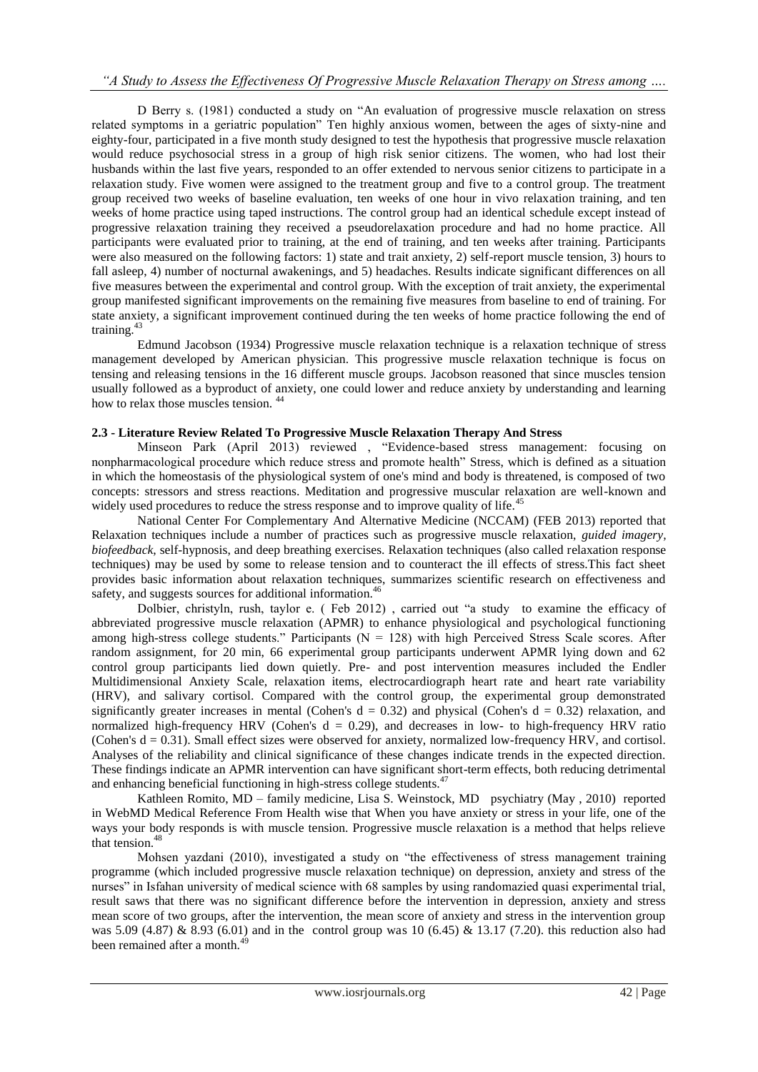D Berry s. (1981) conducted a study on "An evaluation of progressive muscle relaxation on stress related symptoms in a geriatric population" Ten highly anxious women, between the ages of sixty-nine and eighty-four, participated in a five month study designed to test the hypothesis that progressive muscle relaxation would reduce psychosocial stress in a group of high risk senior citizens. The women, who had lost their husbands within the last five years, responded to an offer extended to nervous senior citizens to participate in a relaxation study. Five women were assigned to the treatment group and five to a control group. The treatment group received two weeks of baseline evaluation, ten weeks of one hour in vivo relaxation training, and ten weeks of home practice using taped instructions. The control group had an identical schedule except instead of progressive relaxation training they received a pseudorelaxation procedure and had no home practice. All participants were evaluated prior to training, at the end of training, and ten weeks after training. Participants were also measured on the following factors: 1) state and trait anxiety, 2) self-report muscle tension, 3) hours to fall asleep, 4) number of nocturnal awakenings, and 5) headaches. Results indicate significant differences on all five measures between the experimental and control group. With the exception of trait anxiety, the experimental group manifested significant improvements on the remaining five measures from baseline to end of training. For state anxiety, a significant improvement continued during the ten weeks of home practice following the end of training.[43]

Edmund Jacobson (1934) Progressive muscle relaxation technique is a relaxation technique of stress management developed by American physician. This progressive muscle relaxation technique is focus on tensing and releasing tensions in the 16 different muscle groups. Jacobson reasoned that since muscles tension usually followed as a byproduct of anxiety, one could lower and reduce anxiety by understanding and learning how to relax those muscles tension. [44]

**2.3 - Literature Review Related To Progressive Muscle Relaxation Therapy And Stress**

Minseon Park (April 2013) reviewed , "Evidence-based stress management: focusing on nonpharmacological procedure which reduce stress and promote health" Stress, which is defined as a situation in which the homeostasis of the physiological system of one's mind and body is threatened, is composed of two concepts: stressors and stress reactions. Meditation and progressive muscular relaxation are well-known and widely used procedures to reduce the stress response and to improve quality of life.[45]

National Center For Complementary And Alternative Medicine (NCCAM) (FEB 2013) reported that Relaxation techniques include a number of practices such as progressive muscle relaxation, *guided imagery*, *biofeedback*, self-hypnosis, and deep breathing exercises. Relaxation techniques (also called relaxation response techniques) may be used by some to release tension and to counteract the ill effects of stress.This fact sheet provides basic information about relaxation techniques, summarizes scientific research on effectiveness and safety, and suggests sources for additional information.[46]

Dolbier, christyln, rush, taylor e. ( Feb 2012) , carried out "a study to examine the efficacy of abbreviated progressive muscle relaxation (APMR) to enhance physiological and psychological functioning among high-stress college students." Participants (N = 128) with high Perceived Stress Scale scores. After random assignment, for 20 min, 66 experimental group participants underwent APMR lying down and 62 control group participants lied down quietly. Pre- and post intervention measures included the Endler Multidimensional Anxiety Scale, relaxation items, electrocardiograph heart rate and heart rate variability (HRV), and salivary cortisol. Compared with the control group, the experimental group demonstrated significantly greater increases in mental (Cohen's $d = 0.32$) and physical (Cohen's $d = 0.32$) relaxation, and normalized high-frequency HRV (Cohen's $d = 0.29$), and decreases in low- to high-frequency HRV ratio (Cohen's $d = 0.31$). Small effect sizes were observed for anxiety, normalized low-frequency HRV, and cortisol. Analyses of the reliability and clinical significance of these changes indicate trends in the expected direction. These findings indicate an APMR intervention can have significant short-term effects, both reducing detrimental and enhancing beneficial functioning in high-stress college students.[47]

Kathleen Romito, MD – family medicine, Lisa S. Weinstock, MD psychiatry (May , 2010) reported in WebMD Medical Reference From Health wise that When you have anxiety or stress in your life, one of the ways your body responds is with muscle tension. Progressive muscle relaxation is a method that helps relieve that tension.[48]

Mohsen yazdani (2010), investigated a study on "the effectiveness of stress management training programme (which included progressive muscle relaxation technique) on depression, anxiety and stress of the nurses" in Isfahan university of medical science with 68 samples by using randomazied quasi experimental trial, result saws that there was no significant difference before the intervention in depression, anxiety and stress mean score of two groups, after the intervention, the mean score of anxiety and stress in the intervention group was 5.09 (4.87) & 8.93 (6.01) and in the control group was 10 (6.45) & 13.17 (7.20). this reduction also had been remained after a month.[49]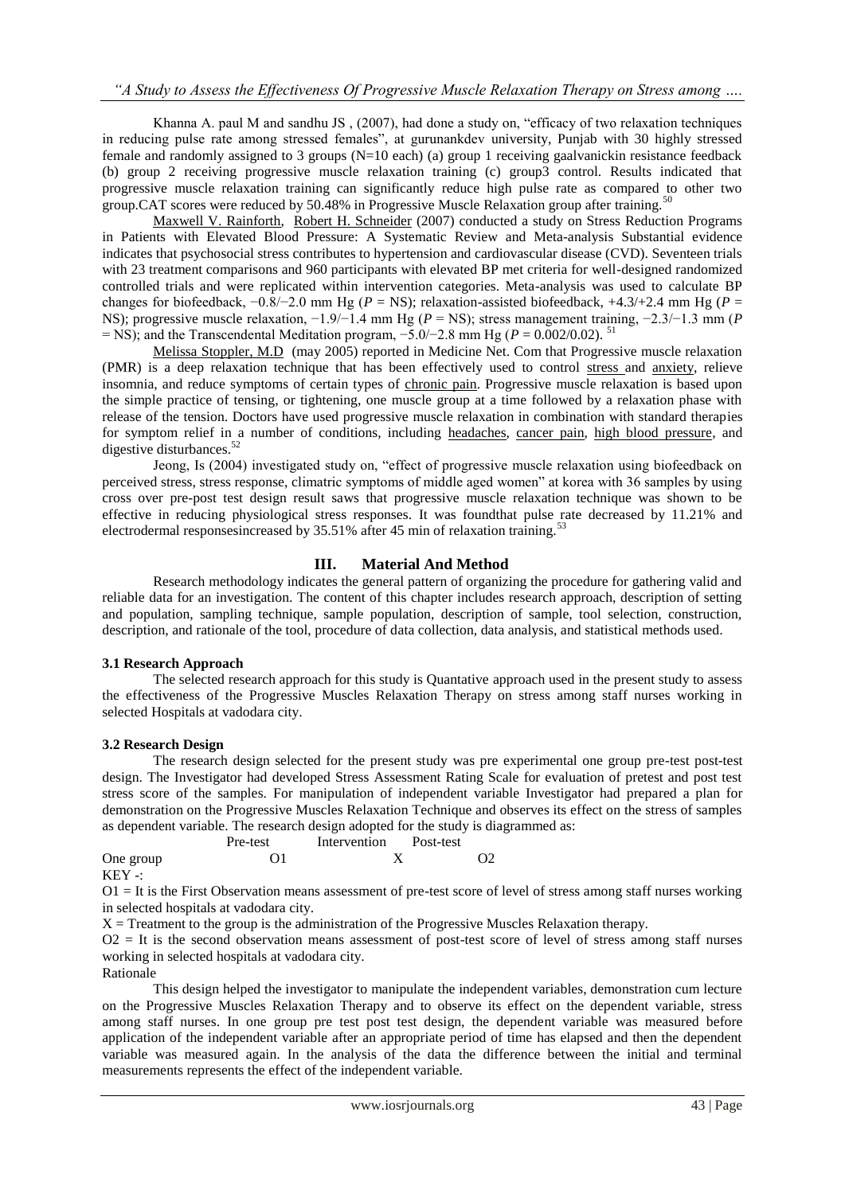Khanna A. paul M and sandhu JS , (2007), had done a study on, "efficacy of two relaxation techniques in reducing pulse rate among stressed females", at gurunankdev university, Punjab with 30 highly stressed female and randomly assigned to 3 groups (N=10 each) (a) group 1 receiving gaalvanickin resistance feedback (b) group 2 receiving progressive muscle relaxation training (c) group3 control. Results indicated that progressive muscle relaxation training can significantly reduce high pulse rate as compared to other two group.CAT scores were reduced by 50.48% in Progressive Muscle Relaxation group after training.[50]

Maxwell V. Rainforth, Robert H. Schneider (2007) conducted a study on Stress Reduction Programs in Patients with Elevated Blood Pressure: A Systematic Review and Meta-analysis Substantial evidence indicates that psychosocial stress contributes to hypertension and cardiovascular disease (CVD). Seventeen trials with 23 treatment comparisons and 960 participants with elevated BP met criteria for well-designed randomized controlled trials and were replicated within intervention categories. Meta-analysis was used to calculate BP changes for biofeedback, −0.8/−2.0 mm Hg (*P* = NS); relaxation-assisted biofeedback, +4.3/+2.4 mm Hg (*P* = NS); progressive muscle relaxation, −1.9/−1.4 mm Hg (*P* = NS); stress management training, −2.3/−1.3 mm (*P* = NS); and the Transcendental Meditation program, −5.0/−2.8 mm Hg (*P* = 0.002/0.02).[51]

Melissa Stoppler, M.D (may 2005) reported in Medicine Net. Com that Progressive muscle relaxation (PMR) is a deep relaxation technique that has been effectively used to control stress and anxiety, relieve insomnia, and reduce symptoms of certain types of chronic pain. Progressive muscle relaxation is based upon the simple practice of tensing, or tightening, one muscle group at a time followed by a relaxation phase with release of the tension. Doctors have used progressive muscle relaxation in combination with standard therapies for symptom relief in a number of conditions, including headaches, cancer pain, high blood pressure, and digestive disturbances.[52]

Jeong, Is (2004) investigated study on, "effect of progressive muscle relaxation using biofeedback on perceived stress, stress response, climatric symptoms of middle aged women" at korea with 36 samples by using cross over pre-post test design result saws that progressive muscle relaxation technique was shown to be effective in reducing physiological stress responses. It was foundthat pulse rate decreased by 11.21% and electrodermal responsesincreased by 35.51% after 45 min of relaxation training.[53]

## III. Material And Method

Research methodology indicates the general pattern of organizing the procedure for gathering valid and reliable data for an investigation. The content of this chapter includes research approach, description of setting and population, sampling technique, sample population, description of sample, tool selection, construction, description, and rationale of the tool, procedure of data collection, data analysis, and statistical methods used.

### 3.1 Research Approach

The selected research approach for this study is Quantative approach used in the present study to assess the effectiveness of the Progressive Muscles Relaxation Therapy on stress among staff nurses working in selected Hospitals at vadodara city.

### 3.2 Research Design

The research design selected for the present study was pre experimental one group pre-test post-test design. The Investigator had developed Stress Assessment Rating Scale for evaluation of pretest and post test stress score of the samples. For manipulation of independent variable Investigator had prepared a plan for demonstration on the Progressive Muscles Relaxation Technique and observes its effect on the stress of samples as dependent variable. The research design adopted for the study is diagrammed as:

| | Pre-test | Intervention | Post-test |
|---|---|---|---|
| One group | O1 | X | O2 |

KEY -:

O1 = It is the First Observation means assessment of pre-test score of level of stress among staff nurses working in selected hospitals at vadodara city.

X = Treatment to the group is the administration of the Progressive Muscles Relaxation therapy.

O2 = It is the second observation means assessment of post-test score of level of stress among staff nurses working in selected hospitals at vadodara city.

Rationale

This design helped the investigator to manipulate the independent variables, demonstration cum lecture on the Progressive Muscles Relaxation Therapy and to observe its effect on the dependent variable, stress among staff nurses. In one group pre test post test design, the dependent variable was measured before application of the independent variable after an appropriate period of time has elapsed and then the dependent variable was measured again. In the analysis of the data the difference between the initial and terminal measurements represents the effect of the independent variable.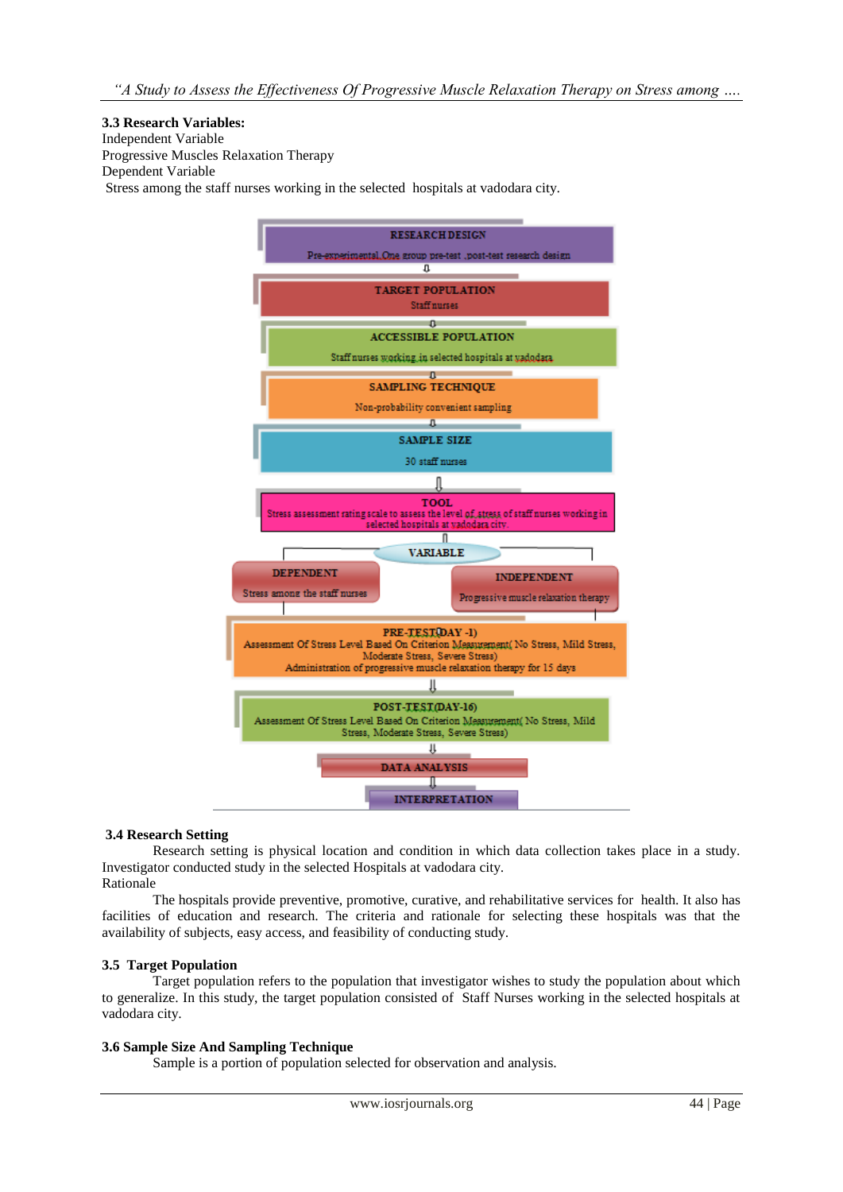### 3.3 Research Variables:

Independent Variable

Progressive Muscles Relaxation Therapy

Dependent Variable

Stress among the staff nurses working in the selected hospitals at vadodara city.

RESEARCH DESIGN
Pre-experimental One group pre-test ,post-test research design
⇩
TARGET POPULATION
Staff nurses
⇩
ACCESSIBLE POPULATION
Staff nurses working in selected hospitals at vadodara
⇩
SAMPLING TECHNIQUE
Non-probability convenient sampling
⇩
SAMPLE SIZE
30 staff nurses
⇩
TOOL
Stress assessment rating scale to assess the level of stress of staff nurses working in selected hospitals at vadodara city.
⇩
VARIABLE

DEPENDENT
Stress among the staff nurses

INDEPENDENT
Progressive muscle relaxation therapy

PRE-TEST(DAY -1)
Assessment Of Stress Level Based On Criterion Measurement( No Stress, Mild Stress, Moderate Stress, Severe Stress)
Administration of progressive muscle relaxation therapy for 15 days
⇩
POST-TEST(DAY-16)
Assessment Of Stress Level Based On Criterion Measurement( No Stress, Mild Stress, Moderate Stress, Severe Stress)
⇩
DATA ANALYSIS
⇩
INTERPRETATION

### 3.4 Research Setting

Research setting is physical location and condition in which data collection takes place in a study. Investigator conducted study in the selected Hospitals at vadodara city.

Rationale

The hospitals provide preventive, promotive, curative, and rehabilitative services for health. It also has facilities of education and research. The criteria and rationale for selecting these hospitals was that the availability of subjects, easy access, and feasibility of conducting study.

### 3.5 Target Population

Target population refers to the population that investigator wishes to study the population about which to generalize. In this study, the target population consisted of Staff Nurses working in the selected hospitals at vadodara city.

### 3.6 Sample Size And Sampling Technique

Sample is a portion of population selected for observation and analysis.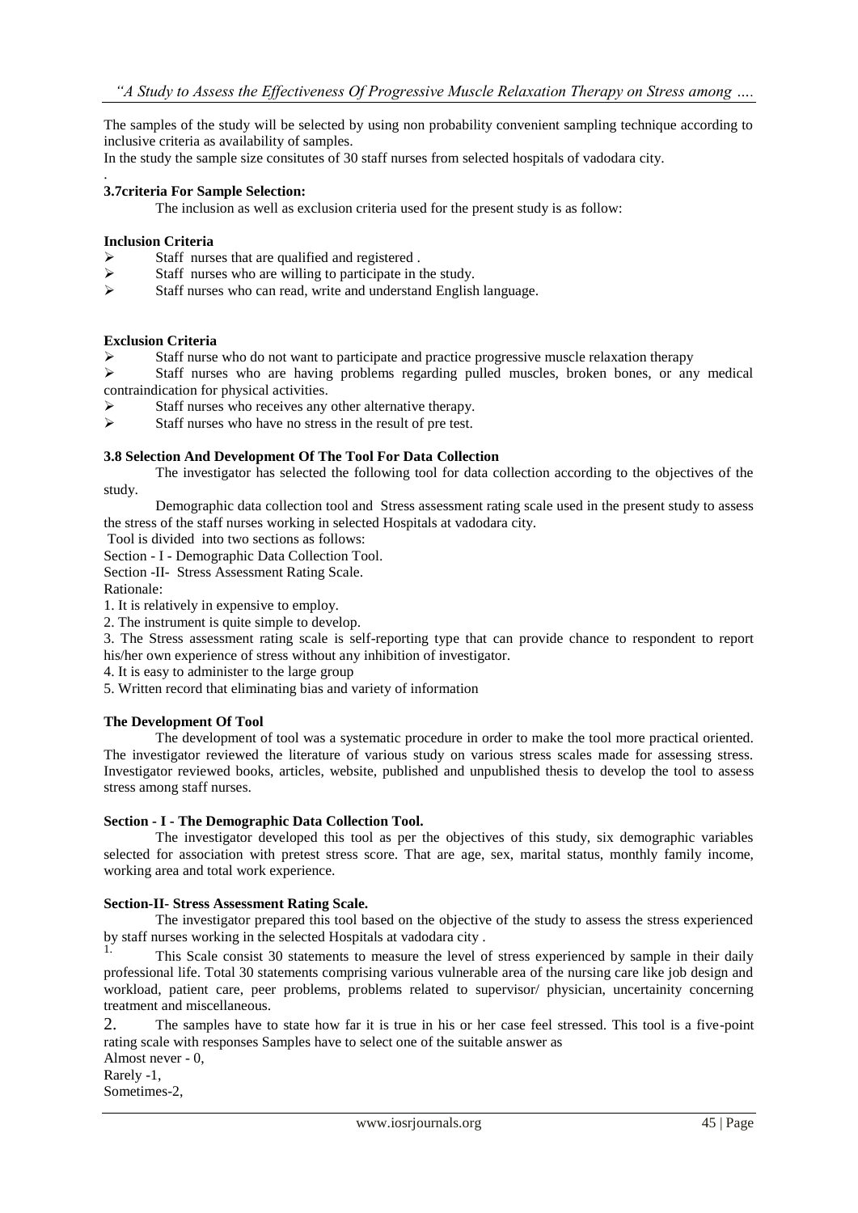The samples of the study will be selected by using non probability convenient sampling technique according to inclusive criteria as availability of samples.

In the study the sample size consitutes of 30 staff nurses from selected hospitals of vadodara city.

.

**3.7criteria For Sample Selection:**

The inclusion as well as exclusion criteria used for the present study is as follow:

**Inclusion Criteria**

- Staff nurses that are qualified and registered .
- Staff nurses who are willing to participate in the study.
- Staff nurses who can read, write and understand English language.

**Exclusion Criteria**

- Staff nurse who do not want to participate and practice progressive muscle relaxation therapy
- Staff nurses who are having problems regarding pulled muscles, broken bones, or any medical contraindication for physical activities.
- Staff nurses who receives any other alternative therapy.
- Staff nurses who have no stress in the result of pre test.

**3.8 Selection And Development Of The Tool For Data Collection**

The investigator has selected the following tool for data collection according to the objectives of the study.

Demographic data collection tool and Stress assessment rating scale used in the present study to assess the stress of the staff nurses working in selected Hospitals at vadodara city.

Tool is divided into two sections as follows:

Section - I - Demographic Data Collection Tool.

Section -II- Stress Assessment Rating Scale.

Rationale:

1. It is relatively in expensive to employ.
2. The instrument is quite simple to develop.
3. The Stress assessment rating scale is self-reporting type that can provide chance to respondent to report his/her own experience of stress without any inhibition of investigator.
4. It is easy to administer to the large group
5. Written record that eliminating bias and variety of information

**The Development Of Tool**

The development of tool was a systematic procedure in order to make the tool more practical oriented. The investigator reviewed the literature of various study on various stress scales made for assessing stress. Investigator reviewed books, articles, website, published and unpublished thesis to develop the tool to assess stress among staff nurses.

**Section - I - The Demographic Data Collection Tool.**

The investigator developed this tool as per the objectives of this study, six demographic variables selected for association with pretest stress score. That are age, sex, marital status, monthly family income, working area and total work experience.

**Section-II- Stress Assessment Rating Scale.**

The investigator prepared this tool based on the objective of the study to assess the stress experienced by staff nurses working in the selected Hospitals at vadodara city .

1. This Scale consist 30 statements to measure the level of stress experienced by sample in their daily professional life. Total 30 statements comprising various vulnerable area of the nursing care like job design and workload, patient care, peer problems, problems related to supervisor/ physician, uncertainity concerning treatment and miscellaneous.
2. The samples have to state how far it is true in his or her case feel stressed. This tool is a five-point rating scale with responses Samples have to select one of the suitable answer as

Almost never - 0,
Rarely -1,
Sometimes-2,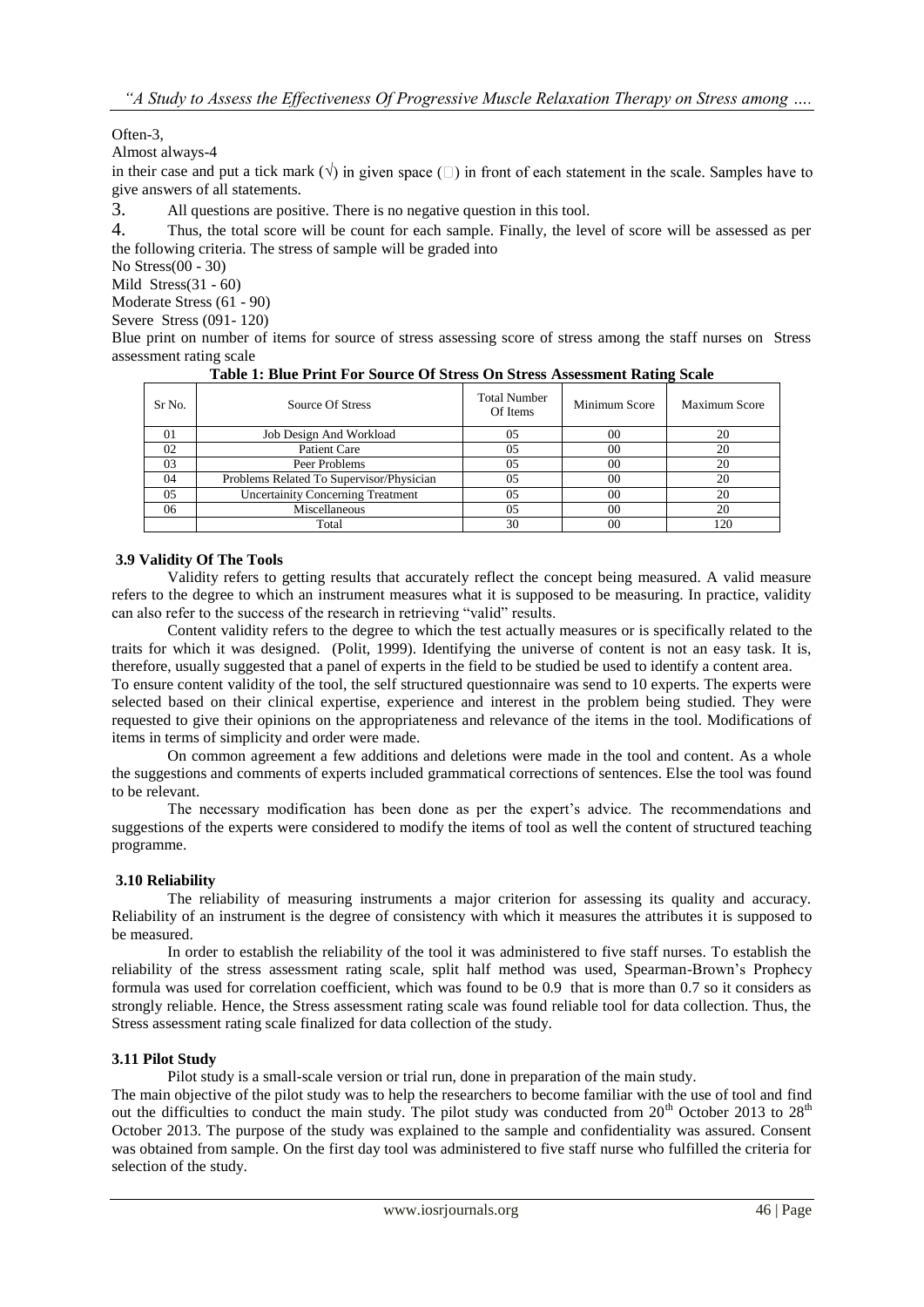Often-3,

Almost always-4

in their case and put a tick mark (√) in given space (□) in front of each statement in the scale. Samples have to give answers of all statements.

3. All questions are positive. There is no negative question in this tool.

4. Thus, the total score will be count for each sample. Finally, the level of score will be assessed as per the following criteria. The stress of sample will be graded into

No Stress(00 - 30)

Mild Stress(31 - 60)

Moderate Stress (61 - 90)

Severe Stress (091- 120)

Blue print on number of items for source of stress assessing score of stress among the staff nurses on Stress assessment rating scale

**Table 1: Blue Print For Source Of Stress On Stress Assessment Rating Scale**

| Sr No. | Source Of Stress | Total Number Of Items | Minimum Score | Maximum Score |
|---|---|---|---|---|
| 01 | Job Design And Workload | 05 | 00 | 20 |
| 02 | Patient Care | 05 | 00 | 20 |
| 03 | Peer Problems | 05 | 00 | 20 |
| 04 | Problems Related To Supervisor/Physician | 05 | 00 | 20 |
| 05 | Uncertainity Concerning Treatment | 05 | 00 | 20 |
| 06 | Miscellaneous | 05 | 00 | 20 |
| | Total | 30 | 00 | 120 |

### 3.9 Validity Of The Tools

Validity refers to getting results that accurately reflect the concept being measured. A valid measure refers to the degree to which an instrument measures what it is supposed to be measuring. In practice, validity can also refer to the success of the research in retrieving "valid" results.

Content validity refers to the degree to which the test actually measures or is specifically related to the traits for which it was designed. (Polit, 1999). Identifying the universe of content is not an easy task. It is, therefore, usually suggested that a panel of experts in the field to be studied be used to identify a content area.

To ensure content validity of the tool, the self structured questionnaire was send to 10 experts. The experts were selected based on their clinical expertise, experience and interest in the problem being studied. They were requested to give their opinions on the appropriateness and relevance of the items in the tool. Modifications of items in terms of simplicity and order were made.

On common agreement a few additions and deletions were made in the tool and content. As a whole the suggestions and comments of experts included grammatical corrections of sentences. Else the tool was found to be relevant.

The necessary modification has been done as per the expert's advice. The recommendations and suggestions of the experts were considered to modify the items of tool as well the content of structured teaching programme.

### 3.10 Reliability

The reliability of measuring instruments a major criterion for assessing its quality and accuracy. Reliability of an instrument is the degree of consistency with which it measures the attributes it is supposed to be measured.

In order to establish the reliability of the tool it was administered to five staff nurses. To establish the reliability of the stress assessment rating scale, split half method was used, Spearman-Brown's Prophecy formula was used for correlation coefficient, which was found to be 0.9 that is more than 0.7 so it considers as strongly reliable. Hence, the Stress assessment rating scale was found reliable tool for data collection. Thus, the Stress assessment rating scale finalized for data collection of the study.

### 3.11 Pilot Study

Pilot study is a small-scale version or trial run, done in preparation of the main study.

The main objective of the pilot study was to help the researchers to become familiar with the use of tool and find out the difficulties to conduct the main study. The pilot study was conducted from 20th October 2013 to 28th October 2013. The purpose of the study was explained to the sample and confidentiality was assured. Consent was obtained from sample. On the first day tool was administered to five staff nurse who fulfilled the criteria for selection of the study.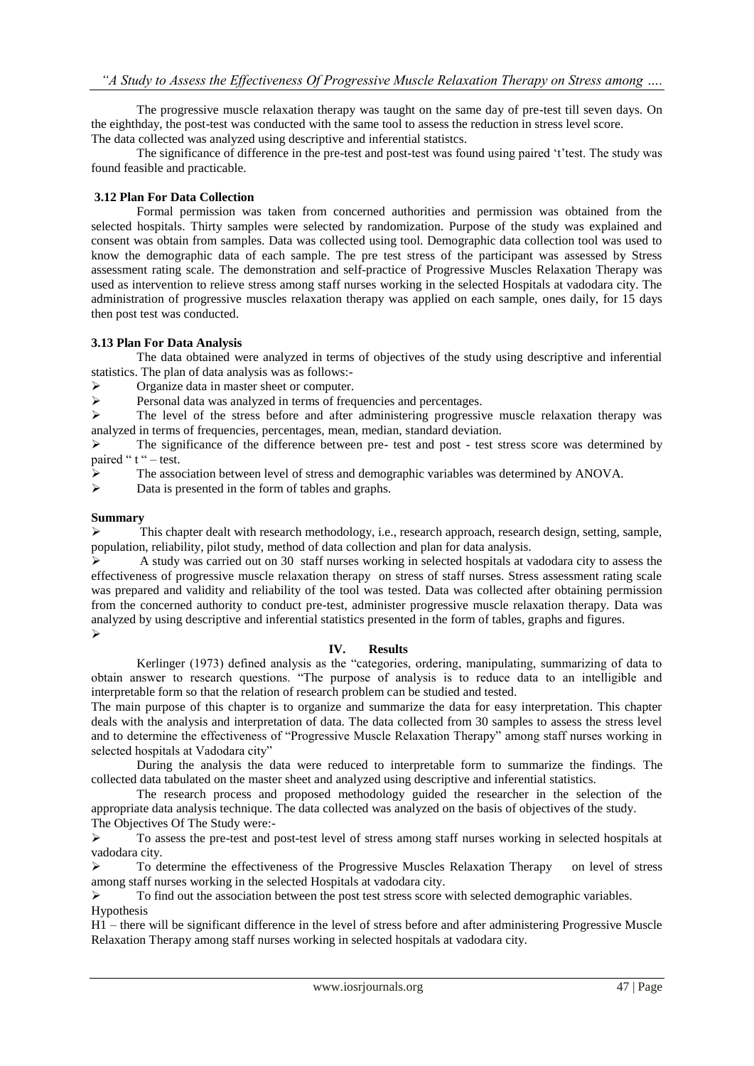The progressive muscle relaxation therapy was taught on the same day of pre-test till seven days. On the eighthday, the post-test was conducted with the same tool to assess the reduction in stress level score. The data collected was analyzed using descriptive and inferential statistcs.

The significance of difference in the pre-test and post-test was found using paired 't'test. The study was found feasible and practicable.

### 3.12 Plan For Data Collection

Formal permission was taken from concerned authorities and permission was obtained from the selected hospitals. Thirty samples were selected by randomization. Purpose of the study was explained and consent was obtain from samples. Data was collected using tool. Demographic data collection tool was used to know the demographic data of each sample. The pre test stress of the participant was assessed by Stress assessment rating scale. The demonstration and self-practice of Progressive Muscles Relaxation Therapy was used as intervention to relieve stress among staff nurses working in the selected Hospitals at vadodara city. The administration of progressive muscles relaxation therapy was applied on each sample, ones daily, for 15 days then post test was conducted.

### 3.13 Plan For Data Analysis

The data obtained were analyzed in terms of objectives of the study using descriptive and inferential statistics. The plan of data analysis was as follows:-

- Organize data in master sheet or computer.
- Personal data was analyzed in terms of frequencies and percentages.
- The level of the stress before and after administering progressive muscle relaxation therapy was analyzed in terms of frequencies, percentages, mean, median, standard deviation.
- The significance of the difference between pre- test and post - test stress score was determined by paired " t " – test.
- The association between level of stress and demographic variables was determined by ANOVA.
- Data is presented in the form of tables and graphs.

### Summary

- This chapter dealt with research methodology, i.e., research approach, research design, setting, sample, population, reliability, pilot study, method of data collection and plan for data analysis.
- A study was carried out on 30 staff nurses working in selected hospitals at vadodara city to assess the effectiveness of progressive muscle relaxation therapy on stress of staff nurses. Stress assessment rating scale was prepared and validity and reliability of the tool was tested. Data was collected after obtaining permission from the concerned authority to conduct pre-test, administer progressive muscle relaxation therapy. Data was analyzed by using descriptive and inferential statistics presented in the form of tables, graphs and figures.

## IV. Results

Kerlinger (1973) defined analysis as the "categories, ordering, manipulating, summarizing of data to obtain answer to research questions. "The purpose of analysis is to reduce data to an intelligible and interpretable form so that the relation of research problem can be studied and tested.

The main purpose of this chapter is to organize and summarize the data for easy interpretation. This chapter deals with the analysis and interpretation of data. The data collected from 30 samples to assess the stress level and to determine the effectiveness of "Progressive Muscle Relaxation Therapy" among staff nurses working in selected hospitals at Vadodara city"

During the analysis the data were reduced to interpretable form to summarize the findings. The collected data tabulated on the master sheet and analyzed using descriptive and inferential statistics.

The research process and proposed methodology guided the researcher in the selection of the appropriate data analysis technique. The data collected was analyzed on the basis of objectives of the study.

The Objectives Of The Study were:-

- To assess the pre-test and post-test level of stress among staff nurses working in selected hospitals at vadodara city.
- To determine the effectiveness of the Progressive Muscles Relaxation Therapy on level of stress among staff nurses working in the selected Hospitals at vadodara city.
- To find out the association between the post test stress score with selected demographic variables.

Hypothesis

H1 – there will be significant difference in the level of stress before and after administering Progressive Muscle Relaxation Therapy among staff nurses working in selected hospitals at vadodara city.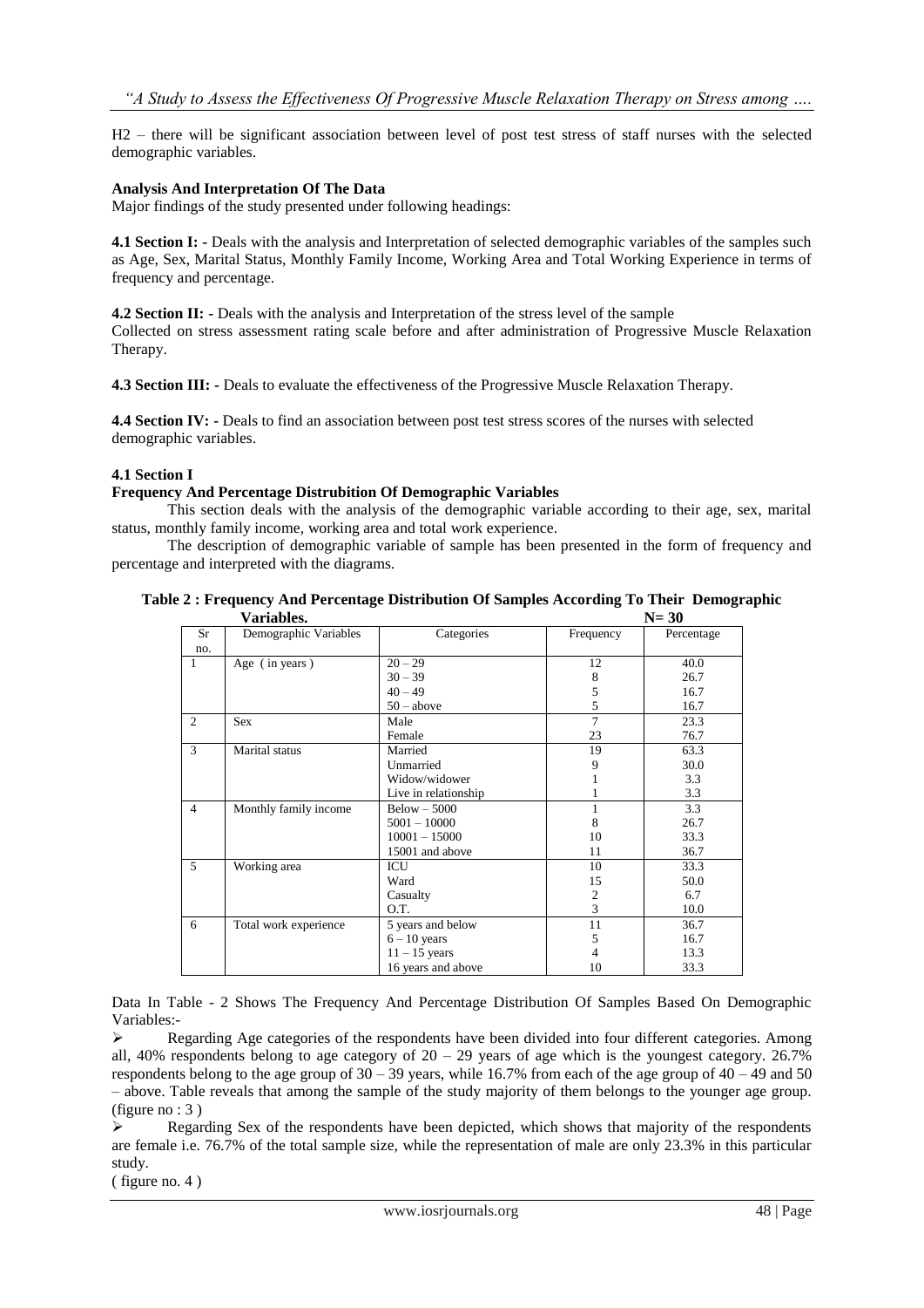H2 – there will be significant association between level of post test stress of staff nurses with the selected demographic variables.

**Analysis And Interpretation Of The Data**

Major findings of the study presented under following headings:

**4.1 Section I: -** Deals with the analysis and Interpretation of selected demographic variables of the samples such as Age, Sex, Marital Status, Monthly Family Income, Working Area and Total Working Experience in terms of frequency and percentage.

**4.2 Section II: -** Deals with the analysis and Interpretation of the stress level of the sample
Collected on stress assessment rating scale before and after administration of Progressive Muscle Relaxation Therapy.

**4.3 Section III: -** Deals to evaluate the effectiveness of the Progressive Muscle Relaxation Therapy.

**4.4 Section IV: -** Deals to find an association between post test stress scores of the nurses with selected demographic variables.

**4.1 Section I**

**Frequency And Percentage Distrubition Of Demographic Variables**

This section deals with the analysis of the demographic variable according to their age, sex, marital status, monthly family income, working area and total work experience.

The description of demographic variable of sample has been presented in the form of frequency and percentage and interpreted with the diagrams.

**Table 2 : Frequency And Percentage Distribution Of Samples According To Their Demographic Variables.** **N= 30**

| Sr no. | Demographic Variables | Categories | Frequency | Percentage |
|---|---|---|---|---|
| 1 | Age ( in years ) | 20 – 29 | 12 | 40.0 |
| | | 30 – 39 | 8 | 26.7 |
| | | 40 – 49 | 5 | 16.7 |
| | | 50 – above | 5 | 16.7 |
| 2 | Sex | Male | 7 | 23.3 |
| | | Female | 23 | 76.7 |
| 3 | Marital status | Married | 19 | 63.3 |
| | | Unmarried | 9 | 30.0 |
| | | Widow/widower | 1 | 3.3 |
| | | Live in relationship | 1 | 3.3 |
| 4 | Monthly family income | Below – 5000 | 1 | 3.3 |
| | | 5001 – 10000 | 8 | 26.7 |
| | | 10001 – 15000 | 10 | 33.3 |
| | | 15001 and above | 11 | 36.7 |
| 5 | Working area | ICU | 10 | 33.3 |
| | | Ward | 15 | 50.0 |
| | | Casualty | 2 | 6.7 |
| | | O.T. | 3 | 10.0 |
| 6 | Total work experience | 5 years and below | 11 | 36.7 |
| | | 6 – 10 years | 5 | 16.7 |
| | | 11 – 15 years | 4 | 13.3 |
| | | 16 years and above | 10 | 33.3 |

Data In Table - 2 Shows The Frequency And Percentage Distribution Of Samples Based On Demographic Variables:-

- Regarding Age categories of the respondents have been divided into four different categories. Among all, 40% respondents belong to age category of 20 – 29 years of age which is the youngest category. 26.7% respondents belong to the age group of 30 – 39 years, while 16.7% from each of the age group of 40 – 49 and 50 – above. Table reveals that among the sample of the study majority of them belongs to the younger age group. (figure no : 3 )
- Regarding Sex of the respondents have been depicted, which shows that majority of the respondents are female i.e. 76.7% of the total sample size, while the representation of male are only 23.3% in this particular study.
( figure no. 4 )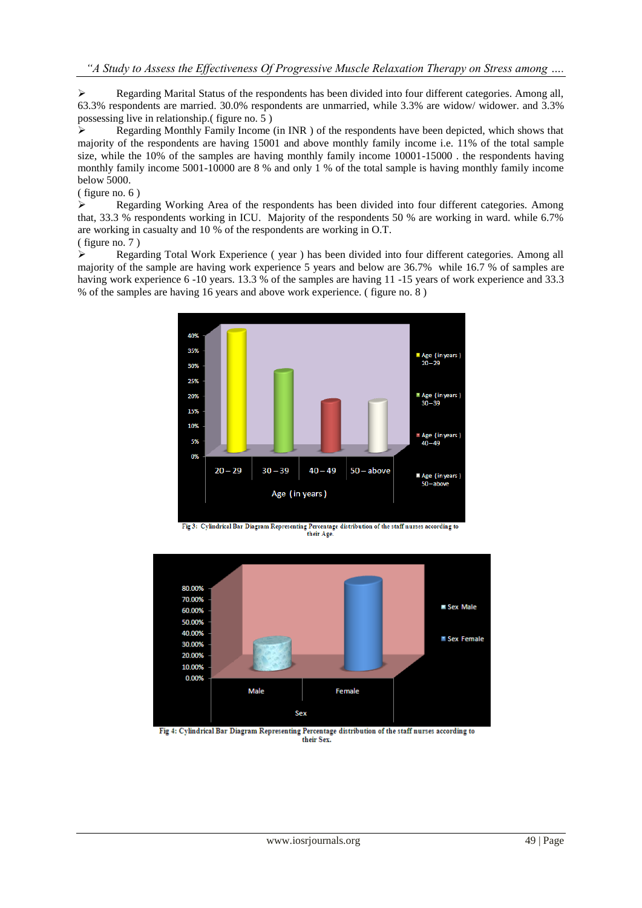- Regarding Marital Status of the respondents has been divided into four different categories. Among all, 63.3% respondents are married. 30.0% respondents are unmarried, while 3.3% are widow/ widower. and 3.3% possessing live in relationship.( figure no. 5 )
- Regarding Monthly Family Income (in INR ) of the respondents have been depicted, which shows that majority of the respondents are having 15001 and above monthly family income i.e. 11% of the total sample size, while the 10% of the samples are having monthly family income 10001-15000 . the respondents having monthly family income 5001-10000 are 8 % and only 1 % of the total sample is having monthly family income below 5000.

( figure no. 6 )

- Regarding Working Area of the respondents has been divided into four different categories. Among that, 33.3 % respondents working in ICU. Majority of the respondents 50 % are working in ward. while 6.7% are working in casualty and 10 % of the respondents are working in O.T.

( figure no. 7 )

- Regarding Total Work Experience ( year ) has been divided into four different categories. Among all majority of the sample are having work experience 5 years and below are 36.7% while 16.7 % of samples are having work experience 6 -10 years. 13.3 % of the samples are having 11 -15 years of work experience and 33.3 % of the samples are having 16 years and above work experience. ( figure no. 8 )

Fig 3: Cylindrical Bar Diagram Representing Percentage distribution of the staff nurses according to their Age.

Fig 4: Cylindrical Bar Diagram Representing Percentage distribution of the staff nurses according to their Sex.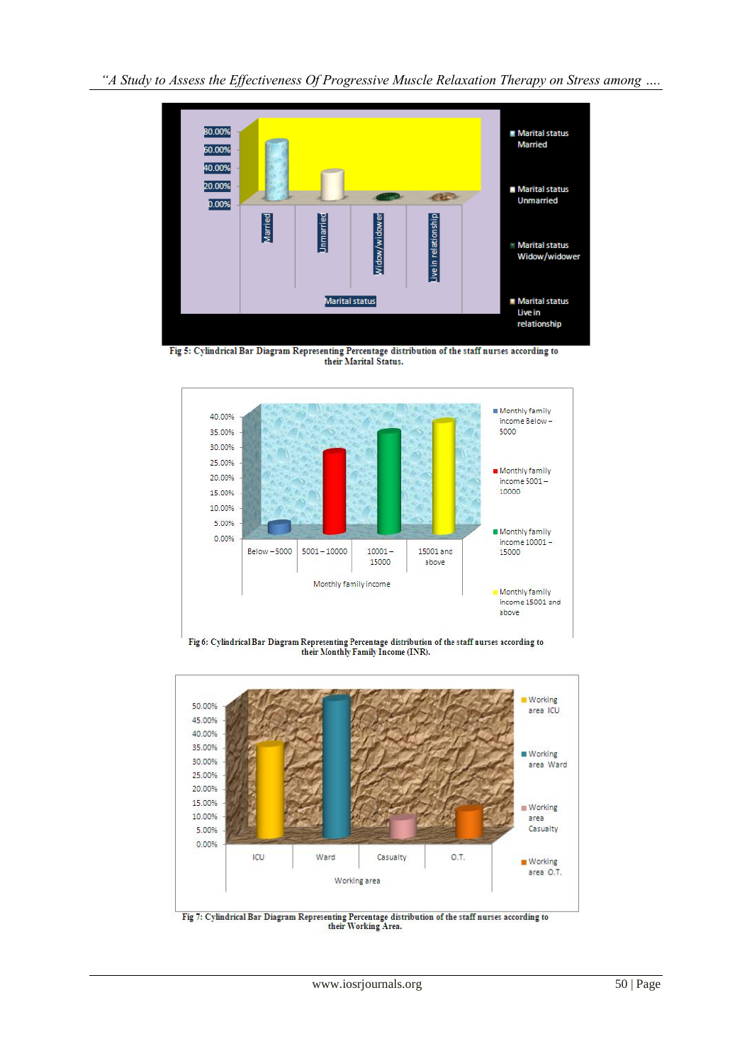Fig 5: Cylindrical Bar Diagram Representing Percentage distribution of the staff nurses according to their Marital Status.

Fig 6: Cylindrical Bar Diagram Representing Percentage distribution of the staff nurses according to their Monthly Family Income (INR).

Fig 7: Cylindrical Bar Diagram Representing Percentage distribution of the staff nurses according to their Working Area.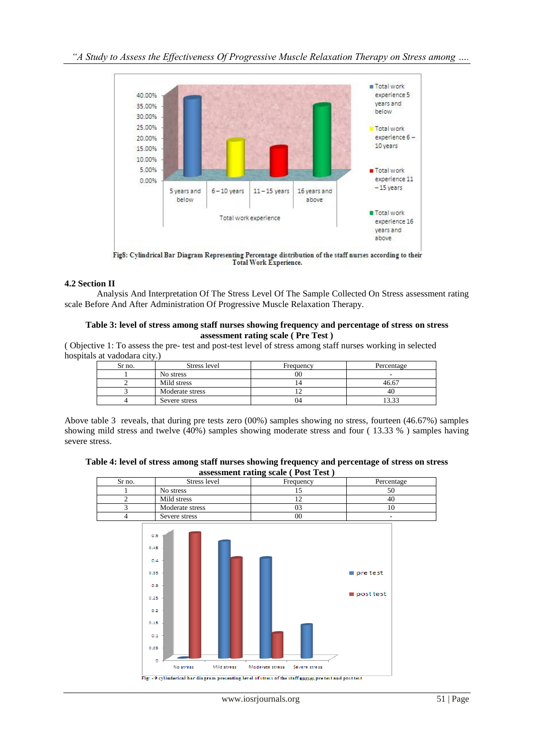Fig8: Cylindrical Bar Diagram Representing Percentage distribution of the staff nurses according to their Total Work Experience.

### 4.2 Section II

Analysis And Interpretation Of The Stress Level Of The Sample Collected On Stress assessment rating scale Before And After Administration Of Progressive Muscle Relaxation Therapy.

**Table 3: level of stress among staff nurses showing frequency and percentage of stress on stress assessment rating scale ( Pre Test )**

( Objective 1: To assess the pre- test and post-test level of stress among staff nurses working in selected hospitals at vadodara city.)

| Sr no. | Stress level | Frequency | Percentage |
|---|---|---|---|
| 1 | No stress | 00 | - |
| 2 | Mild stress | 14 | 46.67 |
| 3 | Moderate stress | 12 | 40 |
| 4 | Severe stress | 04 | 13.33 |

Above table 3 reveals, that during pre tests zero (00%) samples showing no stress, fourteen (46.67%) samples showing mild stress and twelve (40%) samples showing moderate stress and four ( 13.33 % ) samples having severe stress.

**Table 4: level of stress among staff nurses showing frequency and percentage of stress on stress assessment rating scale ( Post Test )**

| Sr no. | Stress level | Frequency | Percentage |
|---|---|---|---|
| 1 | No stress | 15 | 50 |
| 2 | Mild stress | 12 | 40 |
| 3 | Moderate stress | 03 | 10 |
| 4 | Severe stress | 00 | - |

Fig: - 9 cylinderical bar diagram presenting level of stress of the staff nurses pre test and post test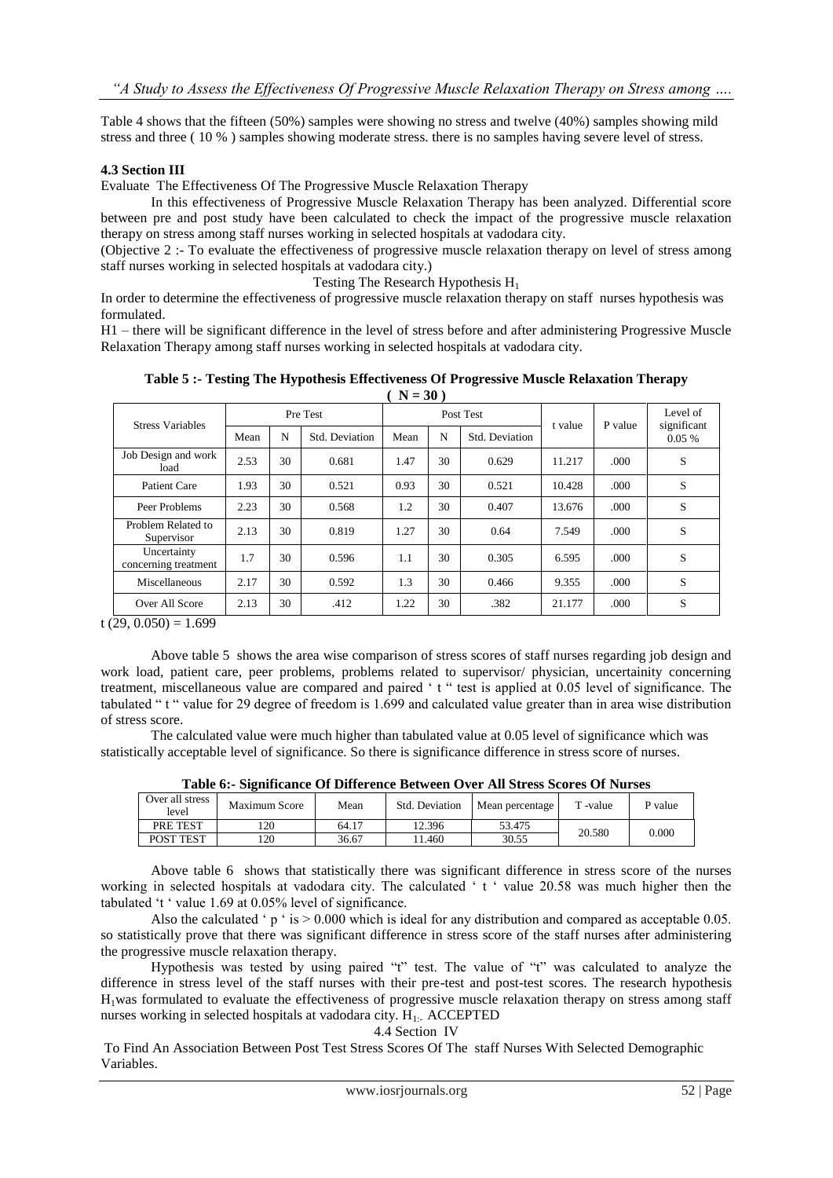Table 4 shows that the fifteen (50%) samples were showing no stress and twelve (40%) samples showing mild stress and three ( 10 % ) samples showing moderate stress. there is no samples having severe level of stress.

### 4.3 Section III

Evaluate The Effectiveness Of The Progressive Muscle Relaxation Therapy

In this effectiveness of Progressive Muscle Relaxation Therapy has been analyzed. Differential score between pre and post study have been calculated to check the impact of the progressive muscle relaxation therapy on stress among staff nurses working in selected hospitals at vadodara city.

(Objective 2 :- To evaluate the effectiveness of progressive muscle relaxation therapy on level of stress among staff nurses working in selected hospitals at vadodara city.)

Testing The Research Hypothesis $H_1$

In order to determine the effectiveness of progressive muscle relaxation therapy on staff nurses hypothesis was formulated.

H1 – there will be significant difference in the level of stress before and after administering Progressive Muscle Relaxation Therapy among staff nurses working in selected hospitals at vadodara city.

**Table 5 :- Testing The Hypothesis Effectiveness Of Progressive Muscle Relaxation Therapy ( N = 30 )**

| Stress Variables | Pre Test | | | Post Test | | | t value | P value | Level of significant 0.05 % |
|---|---|---|---|---|---|---|---|---|---|
| | Mean | N | Std. Deviation | Mean | N | Std. Deviation | | | |
| Job Design and work load | 2.53 | 30 | 0.681 | 1.47 | 30 | 0.629 | 11.217 | .000 | S |
| Patient Care | 1.93 | 30 | 0.521 | 0.93 | 30 | 0.521 | 10.428 | .000 | S |
| Peer Problems | 2.23 | 30 | 0.568 | 1.2 | 30 | 0.407 | 13.676 | .000 | S |
| Problem Related to Supervisor | 2.13 | 30 | 0.819 | 1.27 | 30 | 0.64 | 7.549 | .000 | S |
| Uncertainty concerning treatment | 1.7 | 30 | 0.596 | 1.1 | 30 | 0.305 | 6.595 | .000 | S |
| Miscellaneous | 2.17 | 30 | 0.592 | 1.3 | 30 | 0.466 | 9.355 | .000 | S |
| Over All Score | 2.13 | 30 | .412 | 1.22 | 30 | .382 | 21.177 | .000 | S |

t (29, 0.050) = 1.699

Above table 5 shows the area wise comparison of stress scores of staff nurses regarding job design and work load, patient care, peer problems, problems related to supervisor/ physician, uncertainity concerning treatment, miscellaneous value are compared and paired ' t " test is applied at 0.05 level of significance. The tabulated " t " value for 29 degree of freedom is 1.699 and calculated value greater than in area wise distribution of stress score.

The calculated value were much higher than tabulated value at 0.05 level of significance which was statistically acceptable level of significance. So there is significance difference in stress score of nurses.

**Table 6:- Significance Of Difference Between Over All Stress Scores Of Nurses**

| Over all stress level | Maximum Score | Mean | Std. Deviation | Mean percentage | T -value | P value |
|---|---|---|---|---|---|---|
| PRE TEST | 120 | 64.17 | 12.396 | 53.475 | 20.580 | 0.000 |
| POST TEST | 120 | 36.67 | 11.460 | 30.55 | | |

Above table 6 shows that statistically there was significant difference in stress score of the nurses working in selected hospitals at vadodara city. The calculated ' t ' value 20.58 was much higher then the tabulated 't ' value 1.69 at 0.05% level of significance.

Also the calculated ' p ' is > 0.000 which is ideal for any distribution and compared as acceptable 0.05. so statistically prove that there was significant difference in stress score of the staff nurses after administering the progressive muscle relaxation therapy.

Hypothesis was tested by using paired "t" test. The value of "t" was calculated to analyze the difference in stress level of the staff nurses with their pre-test and post-test scores. The research hypothesis $H_1$was formulated to evaluate the effectiveness of progressive muscle relaxation therapy on stress among staff nurses working in selected hospitals at vadodara city. $H_{1:}$. ACCEPTED

### 4.4 Section IV

To Find An Association Between Post Test Stress Scores Of The staff Nurses With Selected Demographic Variables.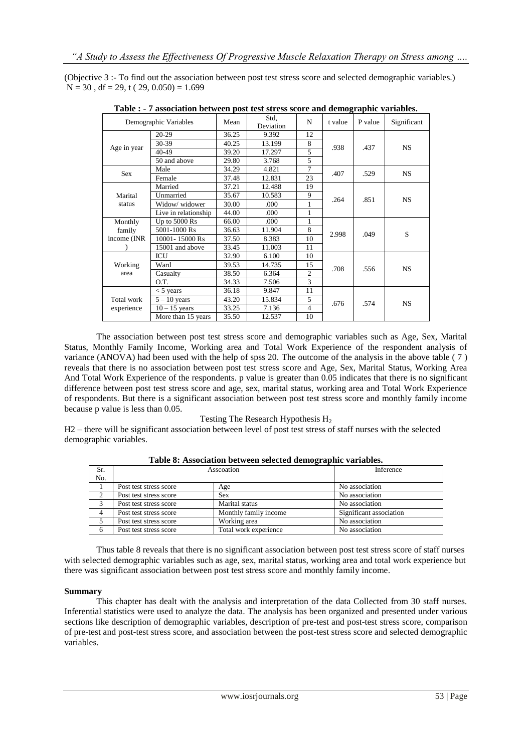(Objective 3 :- To find out the association between post test stress score and selected demographic variables.)
N = 30 , df = 29, t ( 29, 0.050) = 1.699

**Table : - 7 association between post test stress score and demographic variables.**

| Demographic Variables | | Mean | Std, Deviation | N | t value | P value | Significant |
|---|---|---|---|---|---|---|---|
| Age in year | 20-29 | 36.25 | 9.392 | 12 | .938 | .437 | NS |
| | 30-39 | 40.25 | 13.199 | 8 | | | |
| | 40-49 | 39.20 | 17.297 | 5 | | | |
| | 50 and above | 29.80 | 3.768 | 5 | | | |
| Sex | Male | 34.29 | 4.821 | 7 | .407 | .529 | NS |
| | Female | 37.48 | 12.831 | 23 | | | |
| Marital status | Married | 37.21 | 12.488 | 19 | .264 | .851 | NS |
| | Unmarried | 35.67 | 10.583 | 9 | | | |
| | Widow/ widower | 30.00 | .000 | 1 | | | |
| | Live in relationship | 44.00 | .000 | 1 | | | |
| Monthly family income (INR ) | Up to 5000 Rs | 66.00 | .000 | 1 | 2.998 | .049 | S |
| | 5001-1000 Rs | 36.63 | 11.904 | 8 | | | |
| | 10001- 15000 Rs | 37.50 | 8.383 | 10 | | | |
| | 15001 and above | 33.45 | 11.003 | 11 | | | |
| Working area | ICU | 32.90 | 6.100 | 10 | .708 | .556 | NS |
| | Ward | 39.53 | 14.735 | 15 | | | |
| | Casualty | 38.50 | 6.364 | 2 | | | |
| | O.T. | 34.33 | 7.506 | 3 | | | |
| Total work experience | < 5 years | 36.18 | 9.847 | 11 | .676 | .574 | NS |
| | 5 – 10 years | 43.20 | 15.834 | 5 | | | |
| | 10 – 15 years | 33.25 | 7.136 | 4 | | | |
| | More than 15 years | 35.50 | 12.537 | 10 | | | |

The association between post test stress score and demographic variables such as Age, Sex, Marital Status, Monthly Family Income, Working area and Total Work Experience of the respondent analysis of variance (ANOVA) had been used with the help of spss 20. The outcome of the analysis in the above table ( 7 ) reveals that there is no association between post test stress score and Age, Sex, Marital Status, Working Area And Total Work Experience of the respondents. p value is greater than 0.05 indicates that there is no significant difference between post test stress score and age, sex, marital status, working area and Total Work Experience of respondents. But there is a significant association between post test stress score and monthly family income because p value is less than 0.05.

Testing The Research Hypothesis $H_2$

H2 – there will be significant association between level of post test stress of staff nurses with the selected demographic variables.

**Table 8: Association between selected demographic variables.**

| Sr. No. | Asscoation | | Inference |
|---|---|---|---|
| 1 | Post test stress score | Age | No association |
| 2 | Post test stress score | Sex | No association |
| 3 | Post test stress score | Marital status | No association |
| 4 | Post test stress score | Monthly family income | Significant association |
| 5 | Post test stress score | Working area | No association |
| 6 | Post test stress score | Total work experience | No association |

Thus table 8 reveals that there is no significant association between post test stress score of staff nurses with selected demographic variables such as age, sex, marital status, working area and total work experience but there was significant association between post test stress score and monthly family income.

**Summary**

This chapter has dealt with the analysis and interpretation of the data Collected from 30 staff nurses. Inferential statistics were used to analyze the data. The analysis has been organized and presented under various sections like description of demographic variables, description of pre-test and post-test stress score, comparison of pre-test and post-test stress score, and association between the post-test stress score and selected demographic variables.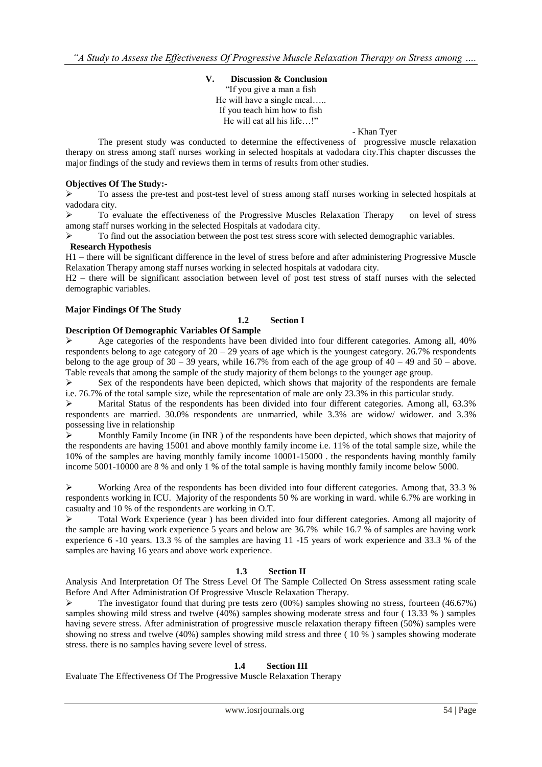## V. Discussion & Conclusion

"If you give a man a fish
He will have a single meal…..
If you teach him how to fish
He will eat all his life…!"

- Khan Tyer

The present study was conducted to determine the effectiveness of progressive muscle relaxation therapy on stress among staff nurses working in selected hospitals at vadodara city.This chapter discusses the major findings of the study and reviews them in terms of results from other studies.

**Objectives Of The Study:-**

- To assess the pre-test and post-test level of stress among staff nurses working in selected hospitals at vadodara city.
- To evaluate the effectiveness of the Progressive Muscles Relaxation Therapy on level of stress among staff nurses working in the selected Hospitals at vadodara city.
- To find out the association between the post test stress score with selected demographic variables.

**Research Hypothesis**

H1 – there will be significant difference in the level of stress before and after administering Progressive Muscle Relaxation Therapy among staff nurses working in selected hospitals at vadodara city.

H2 – there will be significant association between level of post test stress of staff nurses with the selected demographic variables.

**Major Findings Of The Study**

### 1.2 Section I

**Description Of Demographic Variables Of Sample**

- Age categories of the respondents have been divided into four different categories. Among all, 40% respondents belong to age category of 20 – 29 years of age which is the youngest category. 26.7% respondents belong to the age group of 30 – 39 years, while 16.7% from each of the age group of 40 – 49 and 50 – above. Table reveals that among the sample of the study majority of them belongs to the younger age group.
- Sex of the respondents have been depicted, which shows that majority of the respondents are female i.e. 76.7% of the total sample size, while the representation of male are only 23.3% in this particular study.
- Marital Status of the respondents has been divided into four different categories. Among all, 63.3% respondents are married. 30.0% respondents are unmarried, while 3.3% are widow/ widower. and 3.3% possessing live in relationship
- Monthly Family Income (in INR ) of the respondents have been depicted, which shows that majority of the respondents are having 15001 and above monthly family income i.e. 11% of the total sample size, while the 10% of the samples are having monthly family income 10001-15000 . the respondents having monthly family income 5001-10000 are 8 % and only 1 % of the total sample is having monthly family income below 5000.
- Working Area of the respondents has been divided into four different categories. Among that, 33.3 % respondents working in ICU. Majority of the respondents 50 % are working in ward. while 6.7% are working in casualty and 10 % of the respondents are working in O.T.
- Total Work Experience (year ) has been divided into four different categories. Among all majority of the sample are having work experience 5 years and below are 36.7% while 16.7 % of samples are having work experience 6 -10 years. 13.3 % of the samples are having 11 -15 years of work experience and 33.3 % of the samples are having 16 years and above work experience.

### 1.3 Section II

Analysis And Interpretation Of The Stress Level Of The Sample Collected On Stress assessment rating scale Before And After Administration Of Progressive Muscle Relaxation Therapy.

- The investigator found that during pre tests zero (00%) samples showing no stress, fourteen (46.67%) samples showing mild stress and twelve (40%) samples showing moderate stress and four ( 13.33 % ) samples having severe stress. After administration of progressive muscle relaxation therapy fifteen (50%) samples were showing no stress and twelve (40%) samples showing mild stress and three ( 10 % ) samples showing moderate stress. there is no samples having severe level of stress.

### 1.4 Section III

Evaluate The Effectiveness Of The Progressive Muscle Relaxation Therapy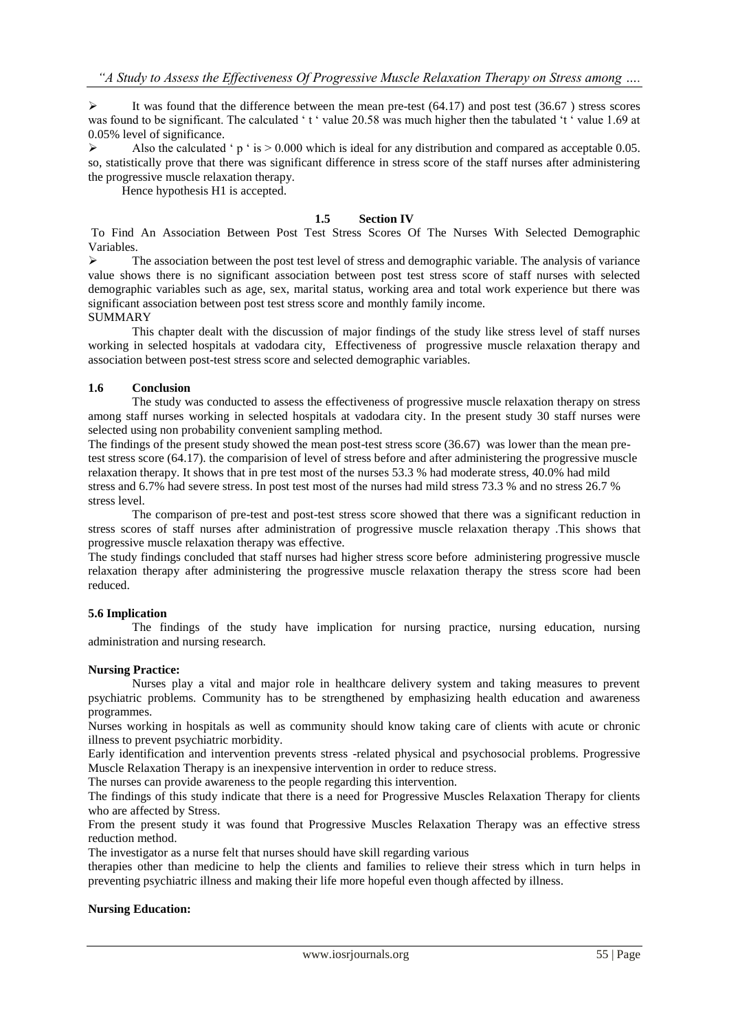- It was found that the difference between the mean pre-test (64.17) and post test (36.67 ) stress scores was found to be significant. The calculated ' t ' value 20.58 was much higher then the tabulated 't ' value 1.69 at 0.05% level of significance.
- Also the calculated ' p ' is > 0.000 which is ideal for any distribution and compared as acceptable 0.05. so, statistically prove that there was significant difference in stress score of the staff nurses after administering the progressive muscle relaxation therapy.

Hence hypothesis H1 is accepted.

### 1.5 Section IV

To Find An Association Between Post Test Stress Scores Of The Nurses With Selected Demographic Variables.

- The association between the post test level of stress and demographic variable. The analysis of variance value shows there is no significant association between post test stress score of staff nurses with selected demographic variables such as age, sex, marital status, working area and total work experience but there was significant association between post test stress score and monthly family income.

SUMMARY

This chapter dealt with the discussion of major findings of the study like stress level of staff nurses working in selected hospitals at vadodara city, Effectiveness of progressive muscle relaxation therapy and association between post-test stress score and selected demographic variables.

### 1.6 Conclusion

The study was conducted to assess the effectiveness of progressive muscle relaxation therapy on stress among staff nurses working in selected hospitals at vadodara city. In the present study 30 staff nurses were selected using non probability convenient sampling method.

The findings of the present study showed the mean post-test stress score (36.67) was lower than the mean pre-test stress score (64.17). the comparision of level of stress before and after administering the progressive muscle relaxation therapy. It shows that in pre test most of the nurses 53.3 % had moderate stress, 40.0% had mild stress and 6.7% had severe stress. In post test most of the nurses had mild stress 73.3 % and no stress 26.7 % stress level.

The comparison of pre-test and post-test stress score showed that there was a significant reduction in stress scores of staff nurses after administration of progressive muscle relaxation therapy .This shows that progressive muscle relaxation therapy was effective.

The study findings concluded that staff nurses had higher stress score before administering progressive muscle relaxation therapy after administering the progressive muscle relaxation therapy the stress score had been reduced.

### 5.6 Implication

The findings of the study have implication for nursing practice, nursing education, nursing administration and nursing research.

**Nursing Practice:**

Nurses play a vital and major role in healthcare delivery system and taking measures to prevent psychiatric problems. Community has to be strengthened by emphasizing health education and awareness programmes.

Nurses working in hospitals as well as community should know taking care of clients with acute or chronic illness to prevent psychiatric morbidity.

Early identification and intervention prevents stress -related physical and psychosocial problems. Progressive Muscle Relaxation Therapy is an inexpensive intervention in order to reduce stress.

The nurses can provide awareness to the people regarding this intervention.

The findings of this study indicate that there is a need for Progressive Muscles Relaxation Therapy for clients who are affected by Stress.

From the present study it was found that Progressive Muscles Relaxation Therapy was an effective stress reduction method.

The investigator as a nurse felt that nurses should have skill regarding various therapies other than medicine to help the clients and families to relieve their stress which in turn helps in preventing psychiatric illness and making their life more hopeful even though affected by illness.

**Nursing Education:**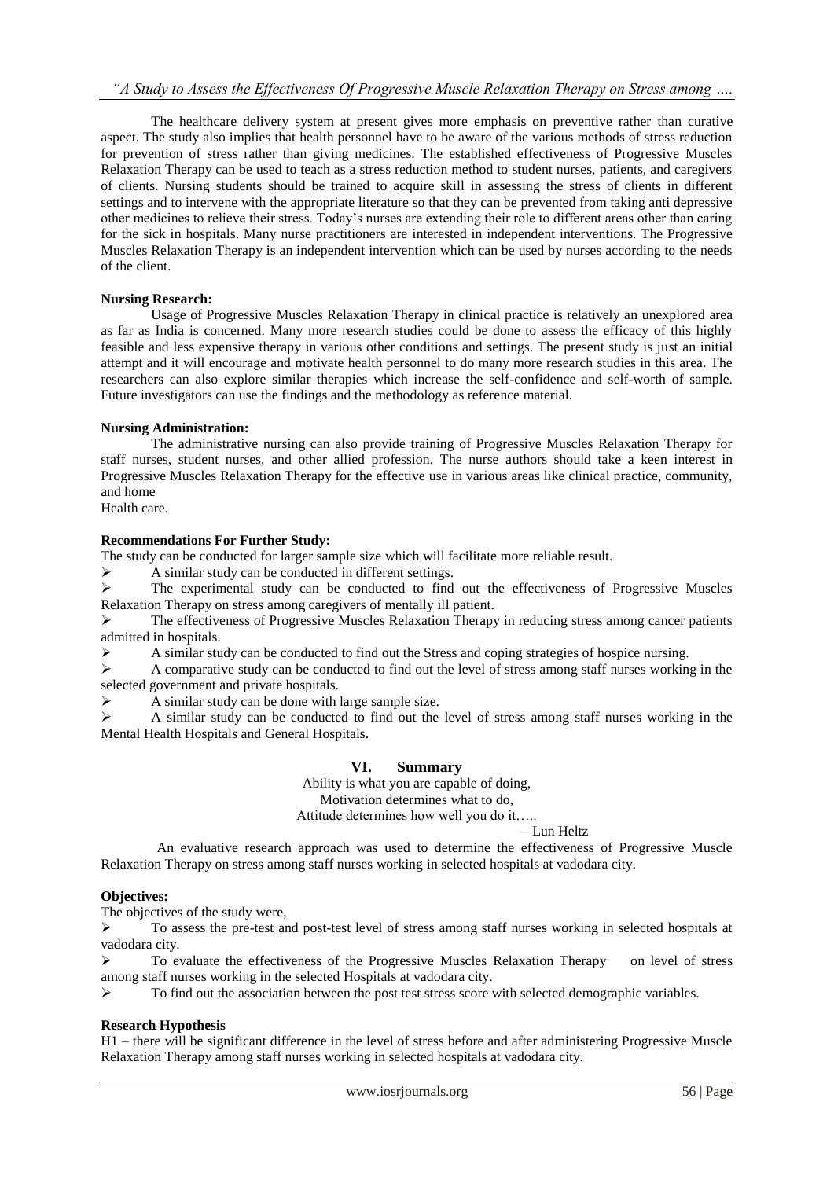The healthcare delivery system at present gives more emphasis on preventive rather than curative aspect. The study also implies that health personnel have to be aware of the various methods of stress reduction for prevention of stress rather than giving medicines. The established effectiveness of Progressive Muscles Relaxation Therapy can be used to teach as a stress reduction method to student nurses, patients, and caregivers of clients. Nursing students should be trained to acquire skill in assessing the stress of clients in different settings and to intervene with the appropriate literature so that they can be prevented from taking anti depressive other medicines to relieve their stress. Today's nurses are extending their role to different areas other than caring for the sick in hospitals. Many nurse practitioners are interested in independent interventions. The Progressive Muscles Relaxation Therapy is an independent intervention which can be used by nurses according to the needs of the client.

**Nursing Research:**

Usage of Progressive Muscles Relaxation Therapy in clinical practice is relatively an unexplored area as far as India is concerned. Many more research studies could be done to assess the efficacy of this highly feasible and less expensive therapy in various other conditions and settings. The present study is just an initial attempt and it will encourage and motivate health personnel to do many more research studies in this area. The researchers can also explore similar therapies which increase the self-confidence and self-worth of sample. Future investigators can use the findings and the methodology as reference material.

**Nursing Administration:**

The administrative nursing can also provide training of Progressive Muscles Relaxation Therapy for staff nurses, student nurses, and other allied profession. The nurse authors should take a keen interest in Progressive Muscles Relaxation Therapy for the effective use in various areas like clinical practice, community, and home

Health care.

**Recommendations For Further Study:**

The study can be conducted for larger sample size which will facilitate more reliable result.

- A similar study can be conducted in different settings.
- The experimental study can be conducted to find out the effectiveness of Progressive Muscles Relaxation Therapy on stress among caregivers of mentally ill patient.
- The effectiveness of Progressive Muscles Relaxation Therapy in reducing stress among cancer patients admitted in hospitals.
- A similar study can be conducted to find out the Stress and coping strategies of hospice nursing.
- A comparative study can be conducted to find out the level of stress among staff nurses working in the selected government and private hospitals.
- A similar study can be done with large sample size.
- A similar study can be conducted to find out the level of stress among staff nurses working in the Mental Health Hospitals and General Hospitals.

## VI. Summary

Ability is what you are capable of doing,
Motivation determines what to do,
Attitude determines how well you do it…..

– Lun Heltz

An evaluative research approach was used to determine the effectiveness of Progressive Muscle Relaxation Therapy on stress among staff nurses working in selected hospitals at vadodara city.

**Objectives:**

The objectives of the study were,

- To assess the pre-test and post-test level of stress among staff nurses working in selected hospitals at vadodara city.
- To evaluate the effectiveness of the Progressive Muscles Relaxation Therapy on level of stress among staff nurses working in the selected Hospitals at vadodara city.
- To find out the association between the post test stress score with selected demographic variables.

**Research Hypothesis**

H1 – there will be significant difference in the level of stress before and after administering Progressive Muscle Relaxation Therapy among staff nurses working in selected hospitals at vadodara city.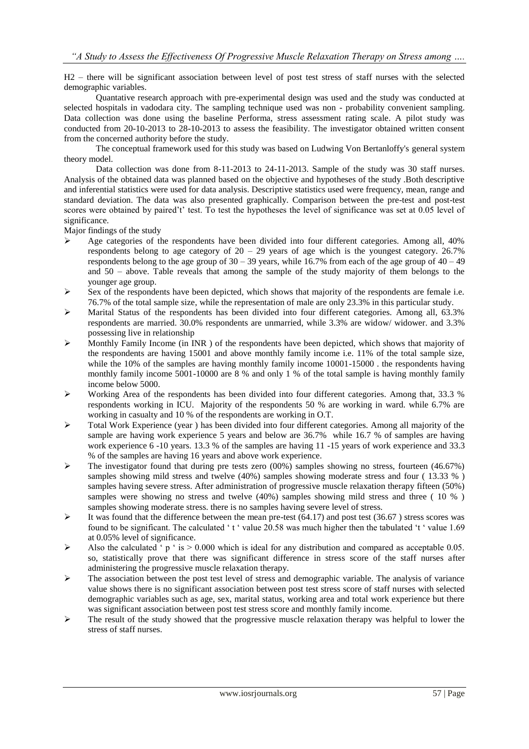H2 – there will be significant association between level of post test stress of staff nurses with the selected demographic variables.

Quantative research approach with pre-experimental design was used and the study was conducted at selected hospitals in vadodara city. The sampling technique used was non - probability convenient sampling. Data collection was done using the baseline Performa, stress assessment rating scale. A pilot study was conducted from 20-10-2013 to 28-10-2013 to assess the feasibility. The investigator obtained written consent from the concerned authority before the study.

The conceptual framework used for this study was based on Ludwing Von Bertanloffy's general system theory model.

Data collection was done from 8-11-2013 to 24-11-2013. Sample of the study was 30 staff nurses. Analysis of the obtained data was planned based on the objective and hypotheses of the study .Both descriptive and inferential statistics were used for data analysis. Descriptive statistics used were frequency, mean, range and standard deviation. The data was also presented graphically. Comparison between the pre-test and post-test scores were obtained by paired't' test. To test the hypotheses the level of significance was set at 0.05 level of significance.

Major findings of the study

- Age categories of the respondents have been divided into four different categories. Among all, 40% respondents belong to age category of 20 – 29 years of age which is the youngest category. 26.7% respondents belong to the age group of 30 – 39 years, while 16.7% from each of the age group of 40 – 49 and 50 – above. Table reveals that among the sample of the study majority of them belongs to the younger age group.
- Sex of the respondents have been depicted, which shows that majority of the respondents are female i.e. 76.7% of the total sample size, while the representation of male are only 23.3% in this particular study.
- Marital Status of the respondents has been divided into four different categories. Among all, 63.3% respondents are married. 30.0% respondents are unmarried, while 3.3% are widow/ widower. and 3.3% possessing live in relationship
- Monthly Family Income (in INR ) of the respondents have been depicted, which shows that majority of the respondents are having 15001 and above monthly family income i.e. 11% of the total sample size, while the 10% of the samples are having monthly family income 10001-15000 . the respondents having monthly family income 5001-10000 are 8 % and only 1 % of the total sample is having monthly family income below 5000.
- Working Area of the respondents has been divided into four different categories. Among that, 33.3 % respondents working in ICU. Majority of the respondents 50 % are working in ward. while 6.7% are working in casualty and 10 % of the respondents are working in O.T.
- Total Work Experience (year ) has been divided into four different categories. Among all majority of the sample are having work experience 5 years and below are 36.7% while 16.7 % of samples are having work experience 6 -10 years. 13.3 % of the samples are having 11 -15 years of work experience and 33.3 % of the samples are having 16 years and above work experience.
- The investigator found that during pre tests zero (00%) samples showing no stress, fourteen (46.67%) samples showing mild stress and twelve (40%) samples showing moderate stress and four ( 13.33 % ) samples having severe stress. After administration of progressive muscle relaxation therapy fifteen (50%) samples were showing no stress and twelve (40%) samples showing mild stress and three ( 10 % ) samples showing moderate stress. there is no samples having severe level of stress.
- It was found that the difference between the mean pre-test (64.17) and post test (36.67 ) stress scores was found to be significant. The calculated ' t ' value 20.58 was much higher then the tabulated 't ' value 1.69 at 0.05% level of significance.
- Also the calculated ' p ' is > 0.000 which is ideal for any distribution and compared as acceptable 0.05. so, statistically prove that there was significant difference in stress score of the staff nurses after administering the progressive muscle relaxation therapy.
- The association between the post test level of stress and demographic variable. The analysis of variance value shows there is no significant association between post test stress score of staff nurses with selected demographic variables such as age, sex, marital status, working area and total work experience but there was significant association between post test stress score and monthly family income.
- The result of the study showed that the progressive muscle relaxation therapy was helpful to lower the stress of staff nurses.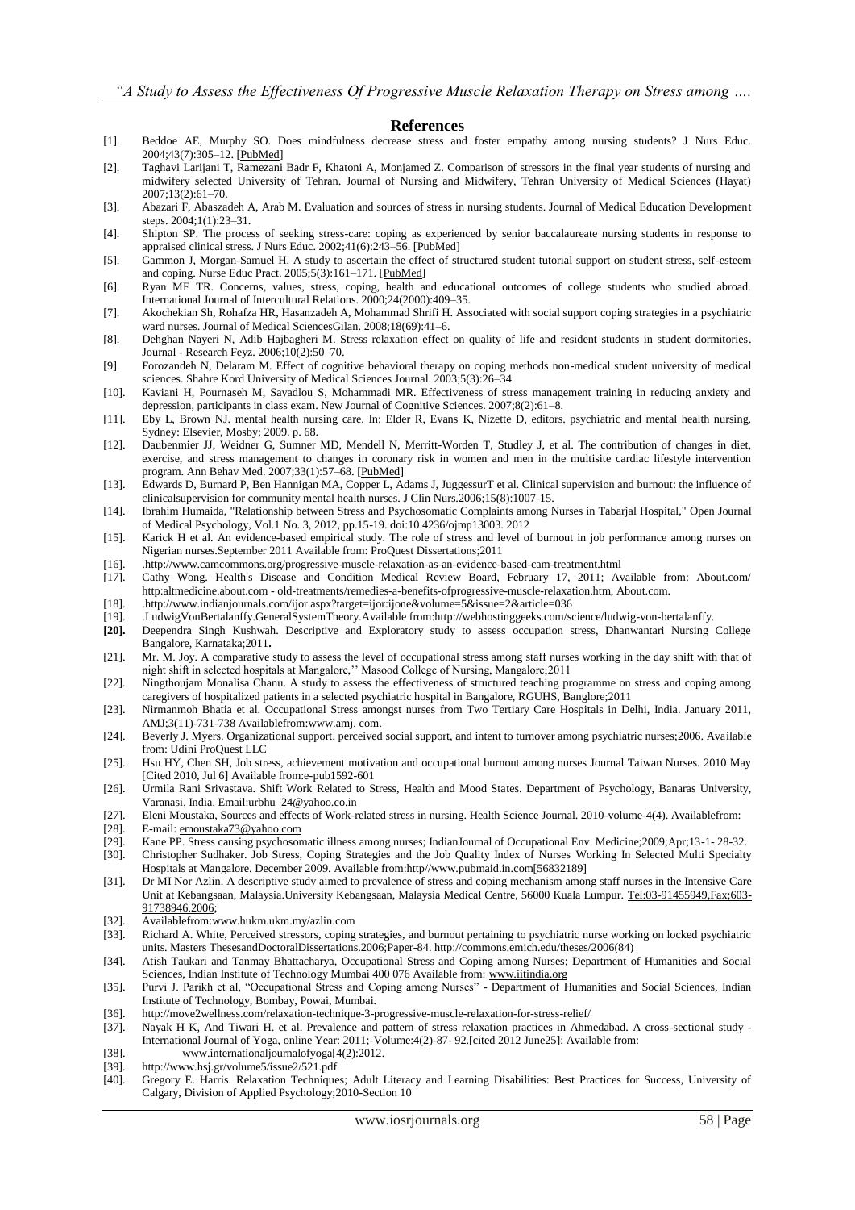## References

[1]. Beddoe AE, Murphy SO. Does mindfulness decrease stress and foster empathy among nursing students? J Nurs Educ. 2004;43(7):305–12. [PubMed]

[2]. Taghavi Larijani T, Ramezani Badr F, Khatoni A, Monjamed Z. Comparison of stressors in the final year students of nursing and midwifery selected University of Tehran. Journal of Nursing and Midwifery, Tehran University of Medical Sciences (Hayat) 2007;13(2):61–70.

[3]. Abazari F, Abaszadeh A, Arab M. Evaluation and sources of stress in nursing students. Journal of Medical Education Development steps. 2004;1(1):23–31.

[4]. Shipton SP. The process of seeking stress-care: coping as experienced by senior baccalaureate nursing students in response to appraised clinical stress. J Nurs Educ. 2002;41(6):243–56. [PubMed]

[5]. Gammon J, Morgan-Samuel H. A study to ascertain the effect of structured student tutorial support on student stress, self-esteem and coping. Nurse Educ Pract. 2005;5(3):161–171. [PubMed]

[6]. Ryan ME TR. Concerns, values, stress, coping, health and educational outcomes of college students who studied abroad. International Journal of Intercultural Relations. 2000;24(2000):409–35.

[7]. Akochekian Sh, Rohafza HR, Hasanzadeh A, Mohammad Shrifi H. Associated with social support coping strategies in a psychiatric ward nurses. Journal of Medical SciencesGilan. 2008;18(69):41–6.

[8]. Dehghan Nayeri N, Adib Hajbagheri M. Stress relaxation effect on quality of life and resident students in student dormitories. Journal - Research Feyz. 2006;10(2):50–70.

[9]. Forozandeh N, Delaram M. Effect of cognitive behavioral therapy on coping methods non-medical student university of medical sciences. Shahre Kord University of Medical Sciences Journal. 2003;5(3):26–34.

[10]. Kaviani H, Pournaseh M, Sayadlou S, Mohammadi MR. Effectiveness of stress management training in reducing anxiety and depression, participants in class exam. New Journal of Cognitive Sciences. 2007;8(2):61–8.

[11]. Eby L, Brown NJ. mental health nursing care. In: Elder R, Evans K, Nizette D, editors. psychiatric and mental health nursing. Sydney: Elsevier, Mosby; 2009. p. 68.

[12]. Daubenmier JJ, Weidner G, Sumner MD, Mendell N, Merritt-Worden T, Studley J, et al. The contribution of changes in diet, exercise, and stress management to changes in coronary risk in women and men in the multisite cardiac lifestyle intervention program. Ann Behav Med. 2007;33(1):57–68. [PubMed]

[13]. Edwards D, Burnard P, Ben Hannigan MA, Copper L, Adams J, JuggessurT et al. Clinical supervision and burnout: the influence of clinicalsupervision for community mental health nurses. J Clin Nurs.2006;15(8):1007-15.

[14]. Ibrahim Humaida, "Relationship between Stress and Psychosomatic Complaints among Nurses in Tabarjal Hospital," Open Journal of Medical Psychology, Vol.1 No. 3, 2012, pp.15-19. doi:10.4236/ojmp13003. 2012

[15]. Karick H et al. An evidence-based empirical study. The role of stress and level of burnout in job performance among nurses on Nigerian nurses.September 2011 Available from: ProQuest Dissertations;2011

[16]. .http://www.camcommons.org/progressive-muscle-relaxation-as-an-evidence-based-cam-treatment.html

[17]. Cathy Wong. Health's Disease and Condition Medical Review Board, February 17, 2011; Available from: About.com/ http:altmedicine.about.com - old-treatments/remedies-a-benefits-ofprogressive-muscle-relaxation.htm, About.com.

[18]. .http://www.indianjournals.com/ijor.aspx?target=ijor:ijone&volume=5&issue=2&article=036

[19]. .LudwigVonBertalanffy.GeneralSystemTheory.Available from:http://webhostinggeeks.com/science/ludwig-von-bertalanffy.

**[20].** Deependra Singh Kushwah. Descriptive and Exploratory study to assess occupation stress, Dhanwantari Nursing College Bangalore, Karnataka;2011**.**

[21]. Mr. M. Joy. A comparative study to assess the level of occupational stress among staff nurses working in the day shift with that of night shift in selected hospitals at Mangalore,'' Masood College of Nursing, Mangalore;2011

[22]. Ningthoujam Monalisa Chanu. A study to assess the effectiveness of structured teaching programme on stress and coping among caregivers of hospitalized patients in a selected psychiatric hospital in Bangalore, RGUHS, Banglore;2011

[23]. Nirmanmoh Bhatia et al. Occupational Stress amongst nurses from Two Tertiary Care Hospitals in Delhi, India. January 2011, AMJ;3(11)-731-738 Availablefrom:www.amj. com.

[24]. Beverly J. Myers. Organizational support, perceived social support, and intent to turnover among psychiatric nurses;2006. Available from: Udini ProQuest LLC

[25]. Hsu HY, Chen SH, Job stress, achievement motivation and occupational burnout among nurses Journal Taiwan Nurses. 2010 May [Cited 2010, Jul 6] Available from:e-pub1592-601

[26]. Urmila Rani Srivastava. Shift Work Related to Stress, Health and Mood States. Department of Psychology, Banaras University, Varanasi, India. Email:urbhu_24@yahoo.co.in

[27]. Eleni Moustaka, Sources and effects of Work-related stress in nursing. Health Science Journal. 2010-volume-4(4). Availablefrom:

[28]. E-mail: emoustaka73@yahoo.com

[29]. Kane PP. Stress causing psychosomatic illness among nurses; IndianJournal of Occupational Env. Medicine;2009;Apr;13-1- 28-32.

[30]. Christopher Sudhaker. Job Stress, Coping Strategies and the Job Quality Index of Nurses Working In Selected Multi Specialty Hospitals at Mangalore. December 2009. Available from:http//www.pubmaid.in.com[56832189]

[31]. Dr MI Nor Azlin. A descriptive study aimed to prevalence of stress and coping mechanism among staff nurses in the Intensive Care Unit at Kebangsaan, Malaysia.University Kebangsaan, Malaysia Medical Centre, 56000 Kuala Lumpur. Tel:03-91455949,Fax;603-91738946.2006;

[32]. Availablefrom:www.hukm.ukm.my/azlin.com

[33]. Richard A. White, Perceived stressors, coping strategies, and burnout pertaining to psychiatric nurse working on locked psychiatric units. Masters ThesesandDoctoralDissertations.2006;Paper-84. http://commons.emich.edu/theses/2006(84)

[34]. Atish Taukari and Tanmay Bhattacharya, Occupational Stress and Coping among Nurses; Department of Humanities and Social Sciences, Indian Institute of Technology Mumbai 400 076 Available from: www.iitindia.org

[35]. Purvi J. Parikh et al, "Occupational Stress and Coping among Nurses" - Department of Humanities and Social Sciences, Indian Institute of Technology, Bombay, Powai, Mumbai.

[36]. http://move2wellness.com/relaxation-technique-3-progressive-muscle-relaxation-for-stress-relief/

[37]. Nayak H K, And Tiwari H. et al. Prevalence and pattern of stress relaxation practices in Ahmedabad. A cross-sectional study - International Journal of Yoga, online Year: 2011;-Volume:4(2)-87- 92.[cited 2012 June25]; Available from:

[38]. www.internationaljournalofyoga[4(2):2012.

[39]. http://www.hsj.gr/volume5/issue2/521.pdf

[40]. Gregory E. Harris. Relaxation Techniques; Adult Literacy and Learning Disabilities: Best Practices for Success, University of Calgary, Division of Applied Psychology;2010-Section 10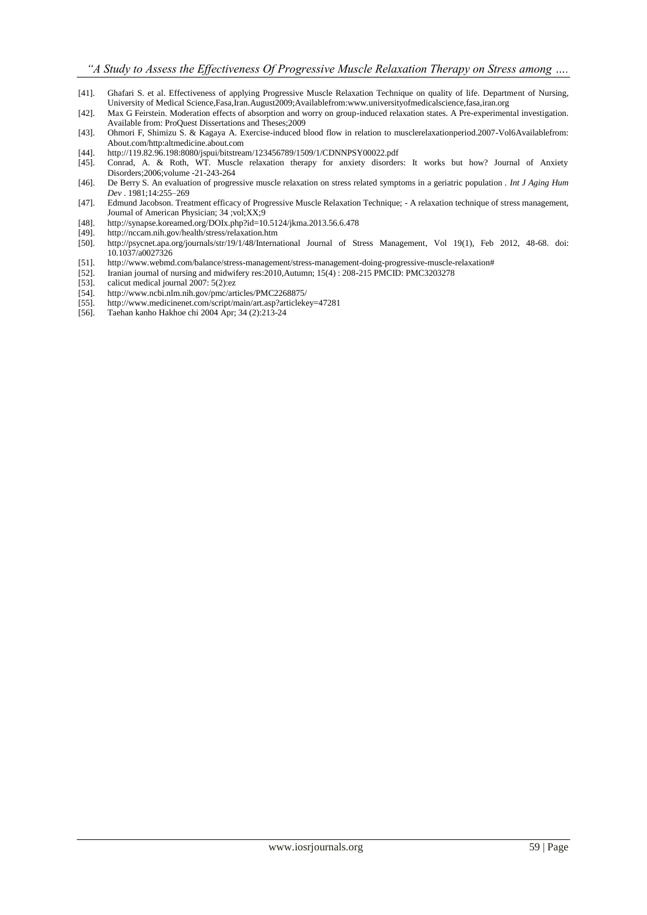[41]. Ghafari S. et al. Effectiveness of applying Progressive Muscle Relaxation Technique on quality of life. Department of Nursing, University of Medical Science,Fasa,Iran.August2009;Availablefrom:www.universityofmedicalscience,fasa,iran.org

[42]. Max G Feirstein. Moderation effects of absorption and worry on group-induced relaxation states. A Pre-experimental investigation. Available from: ProQuest Dissertations and Theses;2009

[43]. Ohmori F, Shimizu S. & Kagaya A. Exercise-induced blood flow in relation to musclerelaxationperiod.2007-Vol6Availablefrom: About.com/http:altmedicine.about.com

[44]. http://119.82.96.198:8080/jspui/bitstream/123456789/1509/1/CDNNPSY00022.pdf

[45]. Conrad, A. & Roth, WT. Muscle relaxation therapy for anxiety disorders: It works but how? Journal of Anxiety Disorders;2006;volume -21-243-264

[46]. De Berry S. An evaluation of progressive muscle relaxation on stress related symptoms in a geriatric population . *Int J Aging Hum Dev* . 1981;14:255–269

[47]. Edmund Jacobson. Treatment efficacy of Progressive Muscle Relaxation Technique; - A relaxation technique of stress management, Journal of American Physician; 34 ;vol;XX;9

[48]. http://synapse.koreamed.org/DOIx.php?id=10.5124/jkma.2013.56.6.478

[49]. http://nccam.nih.gov/health/stress/relaxation.htm

[50]. http://psycnet.apa.org/journals/str/19/1/48/International Journal of Stress Management, Vol 19(1), Feb 2012, 48-68. doi: 10.1037/a0027326

[51]. http://www.webmd.com/balance/stress-management/stress-management-doing-progressive-muscle-relaxation#

[52]. Iranian journal of nursing and midwifery res:2010,Autumn; 15(4) : 208-215 PMCID: PMC3203278

[53]. calicut medical journal 2007: 5(2):ez

[54]. http://www.ncbi.nlm.nih.gov/pmc/articles/PMC2268875/

[55]. http://www.medicinenet.com/script/main/art.asp?articlekey=47281

[56]. Taehan kanho Hakhoe chi 2004 Apr; 34 (2):213-24